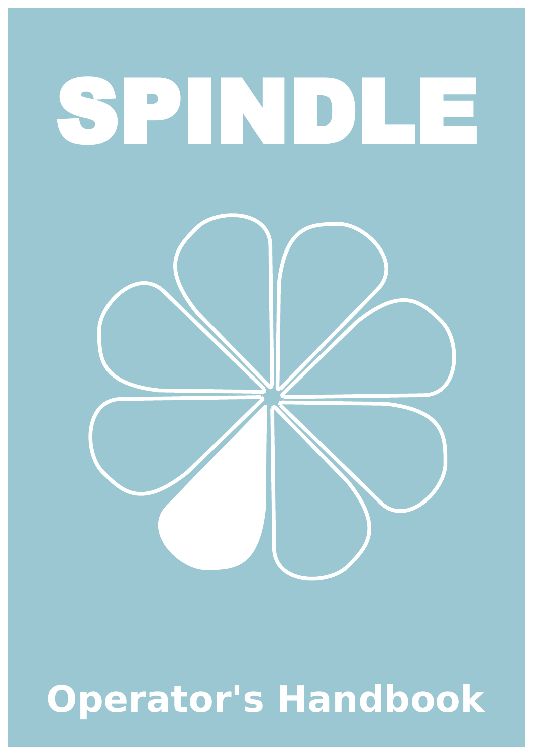# SPINDLE

## Operator's Handbook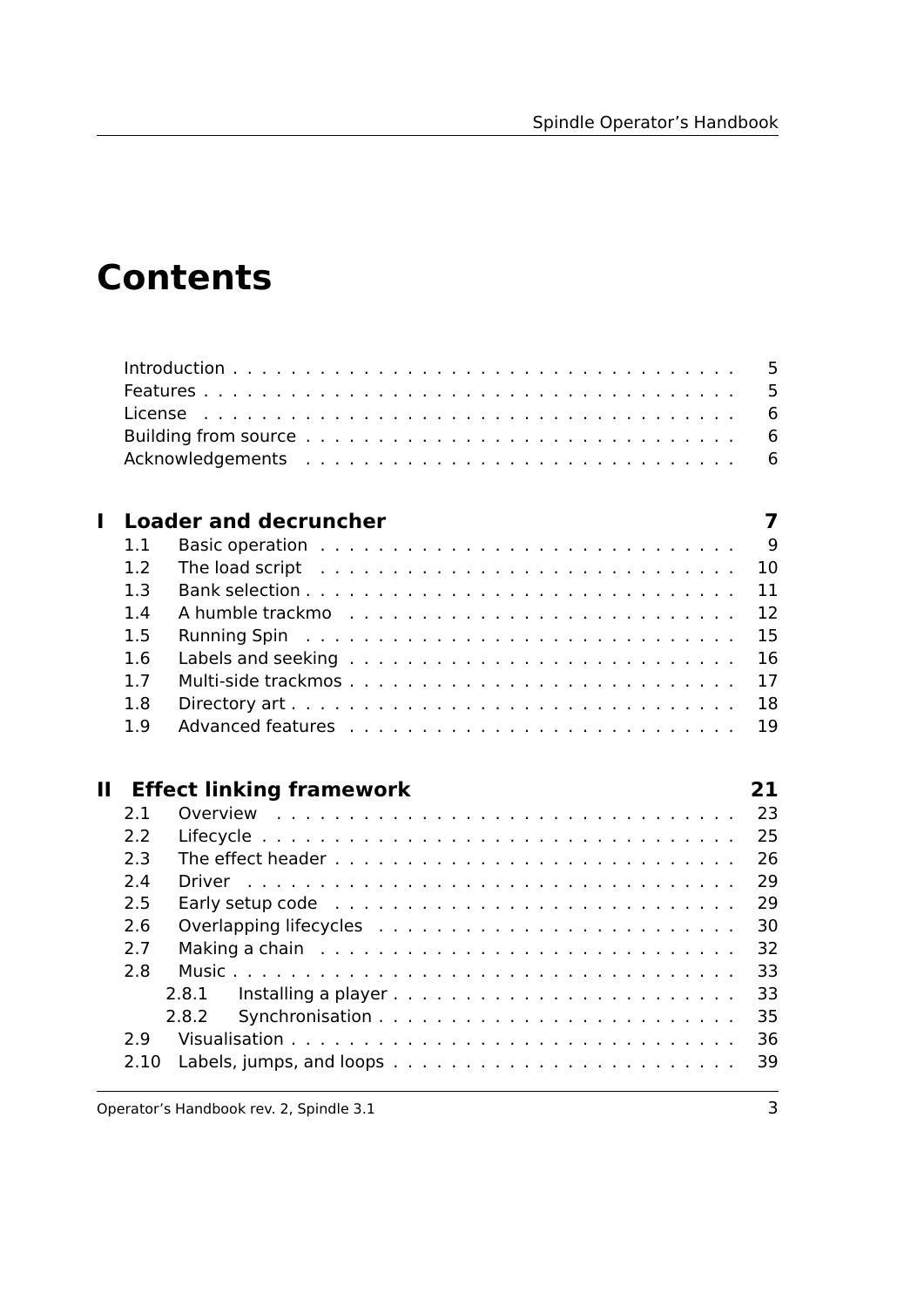# Contents

- Introduction . . . 5
- Features . . . 5
- License . . . 6
- Building from source . . . 6
- Acknowledgements . . . 6

**I Loader and decruncher** **7**

- 1.1 Basic operation . . . 9
- 1.2 The load script . . . 10
- 1.3 Bank selection . . . 11
- 1.4 A humble trackmo . . . 12
- 1.5 Running Spin . . . 15
- 1.6 Labels and seeking . . . 16
- 1.7 Multi-side trackmos . . . 17
- 1.8 Directory art . . . 18
- 1.9 Advanced features . . . 19

**II Effect linking framework** **21**

- 2.1 Overview . . . 23
- 2.2 Lifecycle . . . 25
- 2.3 The effect header . . . 26
- 2.4 Driver . . . 29
- 2.5 Early setup code . . . 29
- 2.6 Overlapping lifecycles . . . 30
- 2.7 Making a chain . . . 32
- 2.8 Music . . . 33
  - 2.8.1 Installing a player . . . 33
  - 2.8.2 Synchronisation . . . 35
- 2.9 Visualisation . . . 36
- 2.10 Labels, jumps, and loops . . . 39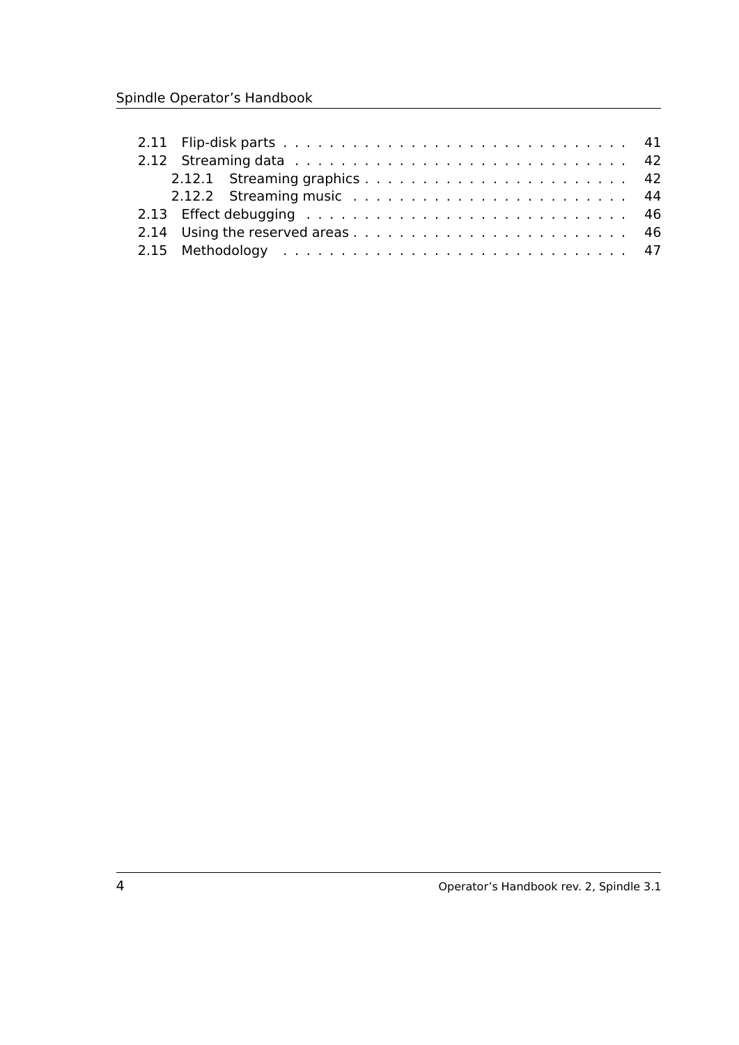- 2.11 Flip-disk parts . . . . . . . . . . . . . . . . . . . . . . . . . . . . . 41
- 2.12 Streaming data . . . . . . . . . . . . . . . . . . . . . . . . . . . . . 42
  - 2.12.1 Streaming graphics . . . . . . . . . . . . . . . . . . . . . . . 42
  - 2.12.2 Streaming music . . . . . . . . . . . . . . . . . . . . . . . . 44
- 2.13 Effect debugging . . . . . . . . . . . . . . . . . . . . . . . . . . . . 46
- 2.14 Using the reserved areas . . . . . . . . . . . . . . . . . . . . . . . . 46
- 2.15 Methodology . . . . . . . . . . . . . . . . . . . . . . . . . . . . . . 47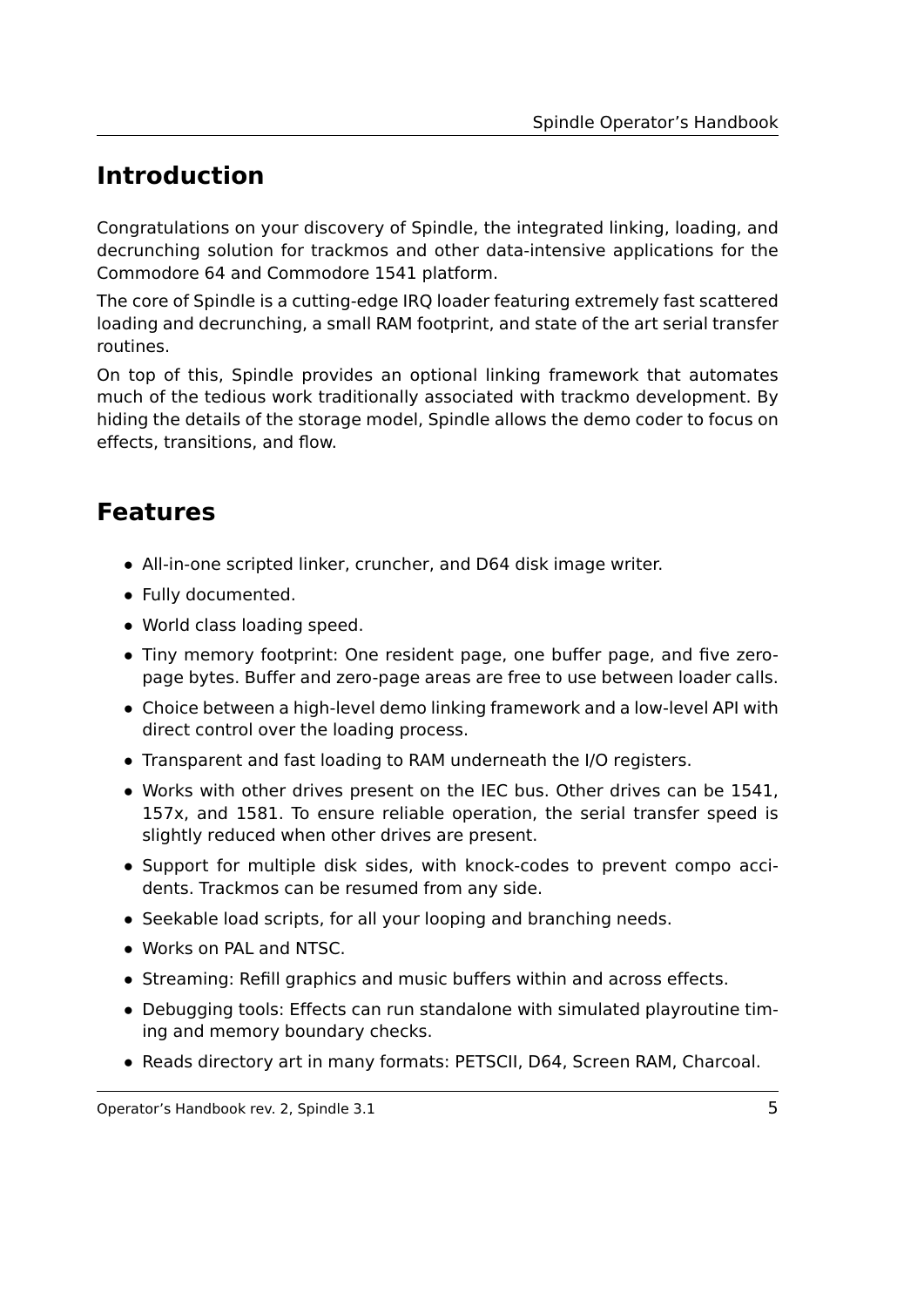# Introduction

Congratulations on your discovery of Spindle, the integrated linking, loading, and decrunching solution for trackmos and other data-intensive applications for the Commodore 64 and Commodore 1541 platform.

The core of Spindle is a cutting-edge IRQ loader featuring extremely fast scattered loading and decrunching, a small RAM footprint, and state of the art serial transfer routines.

On top of this, Spindle provides an optional linking framework that automates much of the tedious work traditionally associated with trackmo development. By hiding the details of the storage model, Spindle allows the demo coder to focus on effects, transitions, and flow.

# Features

- All-in-one scripted linker, cruncher, and D64 disk image writer.
- Fully documented.
- World class loading speed.
- Tiny memory footprint: One resident page, one buffer page, and five zero-page bytes. Buffer and zero-page areas are free to use between loader calls.
- Choice between a high-level demo linking framework and a low-level API with direct control over the loading process.
- Transparent and fast loading to RAM underneath the I/O registers.
- Works with other drives present on the IEC bus. Other drives can be 1541, 157x, and 1581. To ensure reliable operation, the serial transfer speed is slightly reduced when other drives are present.
- Support for multiple disk sides, with knock-codes to prevent compo accidents. Trackmos can be resumed from any side.
- Seekable load scripts, for all your looping and branching needs.
- Works on PAL and NTSC.
- Streaming: Refill graphics and music buffers within and across effects.
- Debugging tools: Effects can run standalone with simulated playroutine timing and memory boundary checks.
- Reads directory art in many formats: PETSCII, D64, Screen RAM, Charcoal.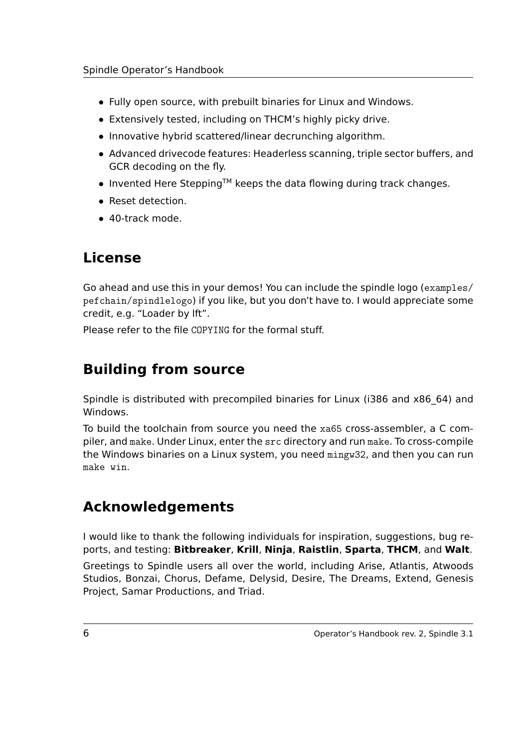- Fully open source, with prebuilt binaries for Linux and Windows.
- Extensively tested, including on THCM's highly picky drive.
- Innovative hybrid scattered/linear decrunching algorithm.
- Advanced drivecode features: Headerless scanning, triple sector buffers, and GCR decoding on the fly.
- Invented Here Stepping™ keeps the data flowing during track changes.
- Reset detection.
- 40-track mode.

## License

Go ahead and use this in your demos! You can include the spindle logo (`examples/pefchain/spindlelogo`) if you like, but you don't have to. I would appreciate some credit, e.g. "Loader by lft".

Please refer to the file `COPYING` for the formal stuff.

## Building from source

Spindle is distributed with precompiled binaries for Linux (i386 and x86_64) and Windows.

To build the toolchain from source you need the `xa65` cross-assembler, a C compiler, and `make`. Under Linux, enter the `src` directory and run `make`. To cross-compile the Windows binaries on a Linux system, you need `mingw32`, and then you can run `make win`.

## Acknowledgements

I would like to thank the following individuals for inspiration, suggestions, bug reports, and testing: **Bitbreaker**, **Krill**, **Ninja**, **Raistlin**, **Sparta**, **THCM**, and **Walt**.

Greetings to Spindle users all over the world, including Arise, Atlantis, Atwoods Studios, Bonzai, Chorus, Defame, Delysid, Desire, The Dreams, Extend, Genesis Project, Samar Productions, and Triad.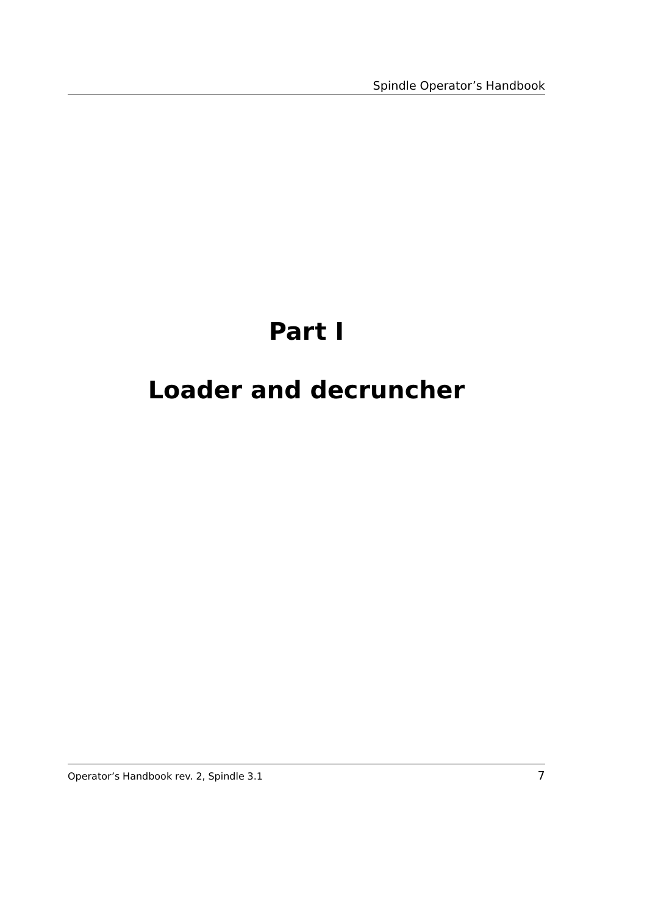# Part I

# Loader and decruncher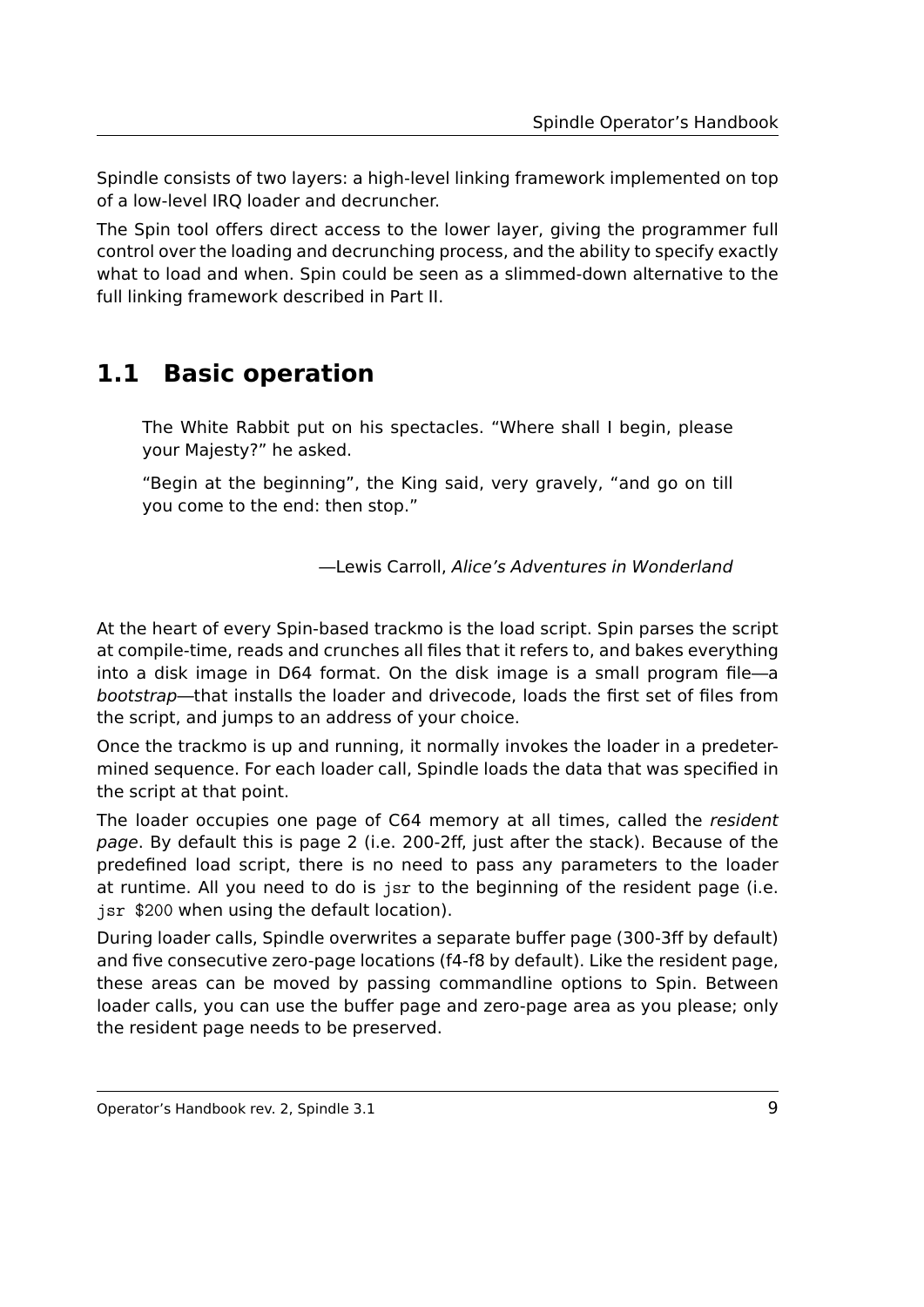Spindle consists of two layers: a high-level linking framework implemented on top of a low-level IRQ loader and decruncher.

The Spin tool offers direct access to the lower layer, giving the programmer full control over the loading and decrunching process, and the ability to specify exactly what to load and when. Spin could be seen as a slimmed-down alternative to the full linking framework described in Part II.

## 1.1 Basic operation

> The White Rabbit put on his spectacles. “Where shall I begin, please your Majesty?” he asked.
>
> “Begin at the beginning”, the King said, very gravely, “and go on till you come to the end: then stop.”
>
> —Lewis Carroll, *Alice’s Adventures in Wonderland*

At the heart of every Spin-based trackmo is the load script. Spin parses the script at compile-time, reads and crunches all files that it refers to, and bakes everything into a disk image in D64 format. On the disk image is a small program file—a *bootstrap*—that installs the loader and drivecode, loads the first set of files from the script, and jumps to an address of your choice.

Once the trackmo is up and running, it normally invokes the loader in a predetermined sequence. For each loader call, Spindle loads the data that was specified in the script at that point.

The loader occupies one page of C64 memory at all times, called the *resident page*. By default this is page 2 (i.e. 200-2ff, just after the stack). Because of the predefined load script, there is no need to pass any parameters to the loader at runtime. All you need to do is `jsr` to the beginning of the resident page (i.e. `jsr $200` when using the default location).

During loader calls, Spindle overwrites a separate buffer page (300-3ff by default) and five consecutive zero-page locations (f4-f8 by default). Like the resident page, these areas can be moved by passing commandline options to Spin. Between loader calls, you can use the buffer page and zero-page area as you please; only the resident page needs to be preserved.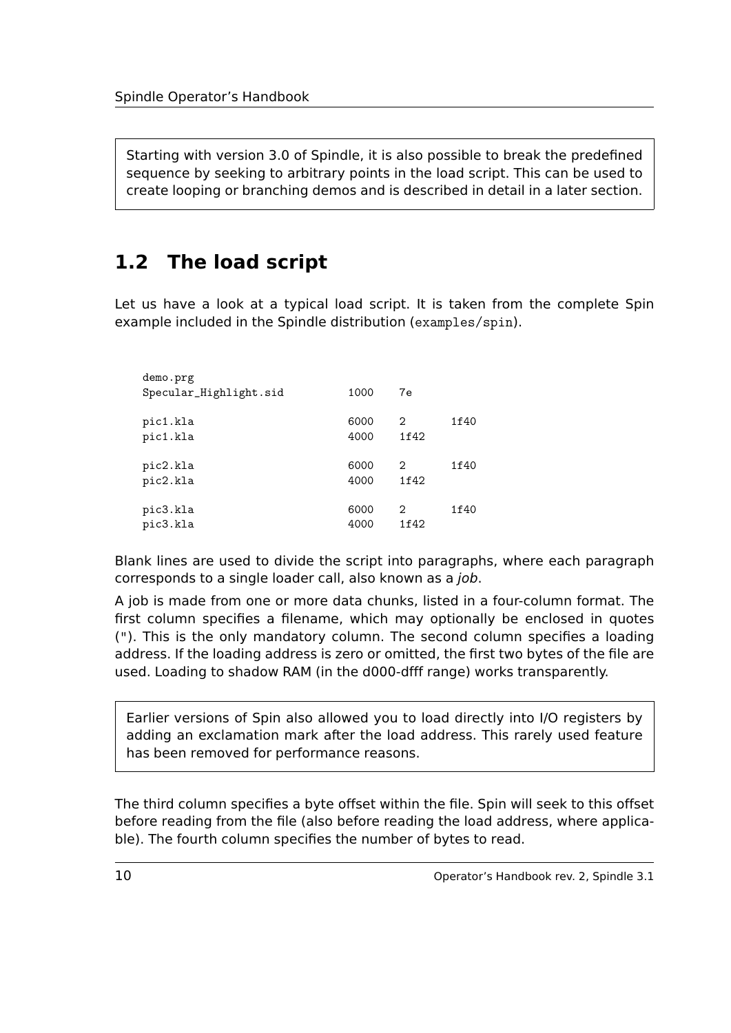Starting with version 3.0 of Spindle, it is also possible to break the predefined sequence by seeking to arbitrary points in the load script. This can be used to create looping or branching demos and is described in detail in a later section.

## 1.2 The load script

Let us have a look at a typical load script. It is taken from the complete Spin example included in the Spindle distribution (`examples/spin`).

```
demo.prg
Specular_Highlight.sid          1000    7e

pic1.kla                        6000    2       1f40
pic1.kla                        4000    1f42

pic2.kla                        6000    2       1f40
pic2.kla                        4000    1f42

pic3.kla                        6000    2       1f40
pic3.kla                        4000    1f42
```

Blank lines are used to divide the script into paragraphs, where each paragraph corresponds to a single loader call, also known as a *job*.

A job is made from one or more data chunks, listed in a four-column format. The first column specifies a filename, which may optionally be enclosed in quotes ("). This is the only mandatory column. The second column specifies a loading address. If the loading address is zero or omitted, the first two bytes of the file are used. Loading to shadow RAM (in the d000-dfff range) works transparently.

Earlier versions of Spin also allowed you to load directly into I/O registers by adding an exclamation mark after the load address. This rarely used feature has been removed for performance reasons.

The third column specifies a byte offset within the file. Spin will seek to this offset before reading from the file (also before reading the load address, where applicable). The fourth column specifies the number of bytes to read.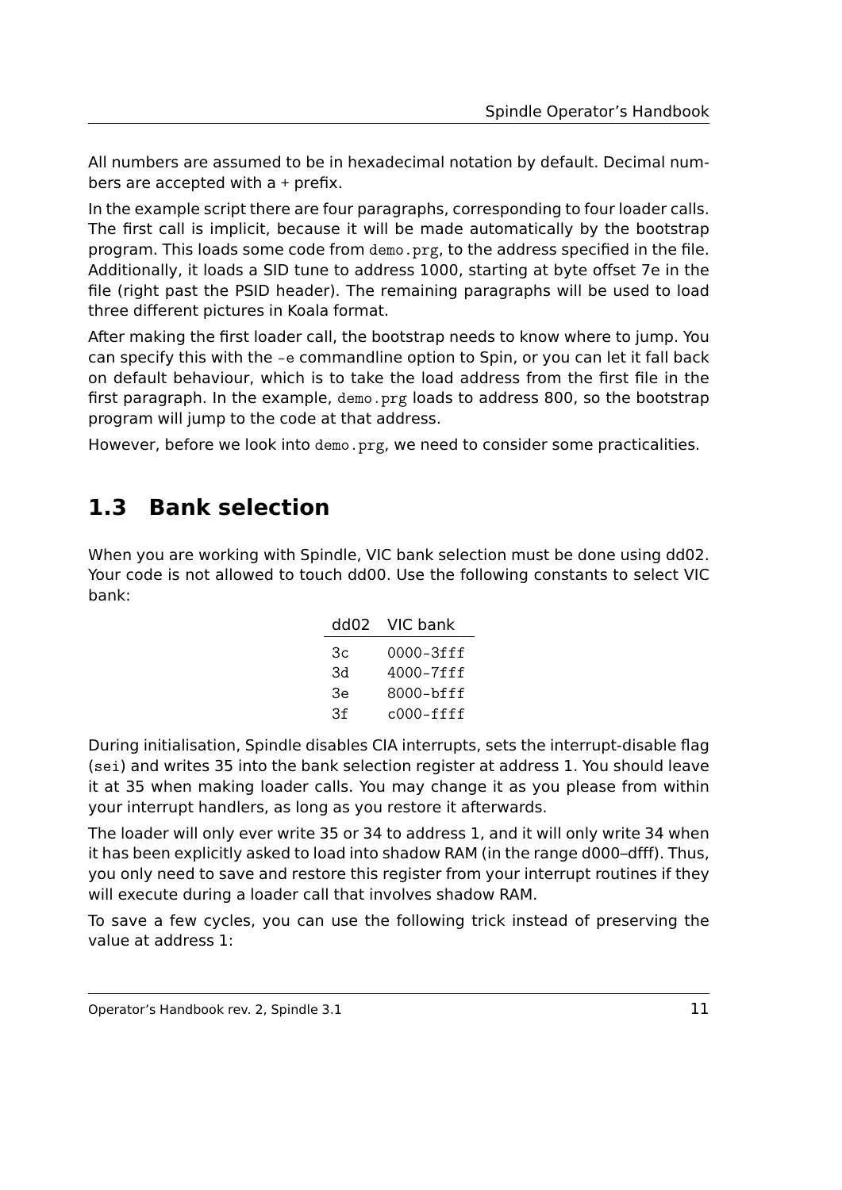All numbers are assumed to be in hexadecimal notation by default. Decimal numbers are accepted with a + prefix.

In the example script there are four paragraphs, corresponding to four loader calls. The first call is implicit, because it will be made automatically by the bootstrap program. This loads some code from `demo.prg`, to the address specified in the file. Additionally, it loads a SID tune to address 1000, starting at byte offset 7e in the file (right past the PSID header). The remaining paragraphs will be used to load three different pictures in Koala format.

After making the first loader call, the bootstrap needs to know where to jump. You can specify this with the `-e` commandline option to Spin, or you can let it fall back on default behaviour, which is to take the load address from the first file in the first paragraph. In the example, `demo.prg` loads to address 800, so the bootstrap program will jump to the code at that address.

However, before we look into `demo.prg`, we need to consider some practicalities.

## 1.3 Bank selection

When you are working with Spindle, VIC bank selection must be done using dd02. Your code is not allowed to touch dd00. Use the following constants to select VIC bank:

| dd02 | VIC bank |
|---|---|
| 3c | 0000–3fff |
| 3d | 4000–7fff |
| 3e | 8000–bfff |
| 3f | c000–ffff |

During initialisation, Spindle disables CIA interrupts, sets the interrupt-disable flag (`sei`) and writes 35 into the bank selection register at address 1. You should leave it at 35 when making loader calls. You may change it as you please from within your interrupt handlers, as long as you restore it afterwards.

The loader will only ever write 35 or 34 to address 1, and it will only write 34 when it has been explicitly asked to load into shadow RAM (in the range d000–dfff). Thus, you only need to save and restore this register from your interrupt routines if they will execute during a loader call that involves shadow RAM.

To save a few cycles, you can use the following trick instead of preserving the value at address 1: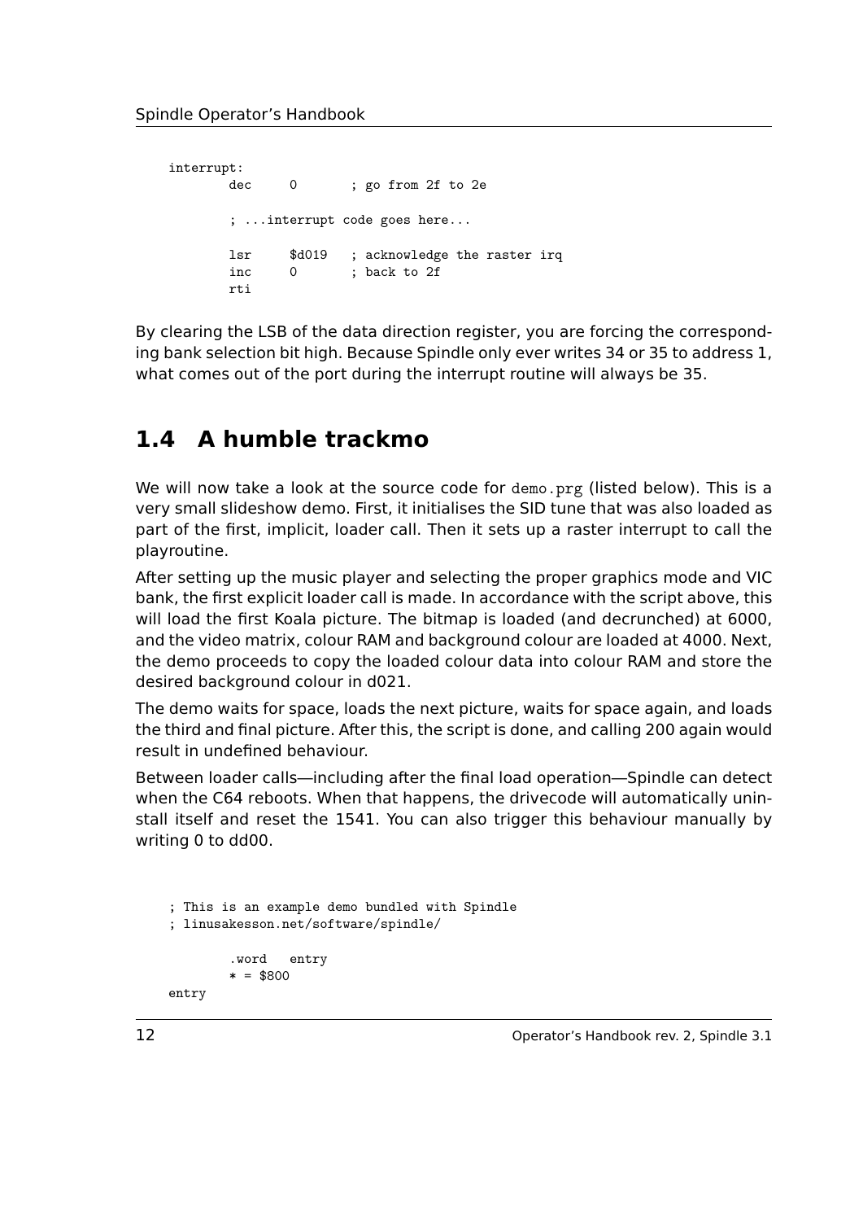```
interrupt:
        dec     0       ; go from 2f to 2e

        ; ...interrupt code goes here...

        lsr     $d019   ; acknowledge the raster irq
        inc     0       ; back to 2f
        rti
```

By clearing the LSB of the data direction register, you are forcing the corresponding bank selection bit high. Because Spindle only ever writes 34 or 35 to address 1, what comes out of the port during the interrupt routine will always be 35.

## 1.4 A humble trackmo

We will now take a look at the source code for `demo.prg` (listed below). This is a very small slideshow demo. First, it initialises the SID tune that was also loaded as part of the first, implicit, loader call. Then it sets up a raster interrupt to call the playroutine.

After setting up the music player and selecting the proper graphics mode and VIC bank, the first explicit loader call is made. In accordance with the script above, this will load the first Koala picture. The bitmap is loaded (and decrunched) at 6000, and the video matrix, colour RAM and background colour are loaded at 4000. Next, the demo proceeds to copy the loaded colour data into colour RAM and store the desired background colour in d021.

The demo waits for space, loads the next picture, waits for space again, and loads the third and final picture. After this, the script is done, and calling 200 again would result in undefined behaviour.

Between loader calls—including after the final load operation—Spindle can detect when the C64 reboots. When that happens, the drivecode will automatically uninstall itself and reset the 1541. You can also trigger this behaviour manually by writing 0 to dd00.

```
; This is an example demo bundled with Spindle
; linusakesson.net/software/spindle/

        .word   entry
        * = $800
entry
```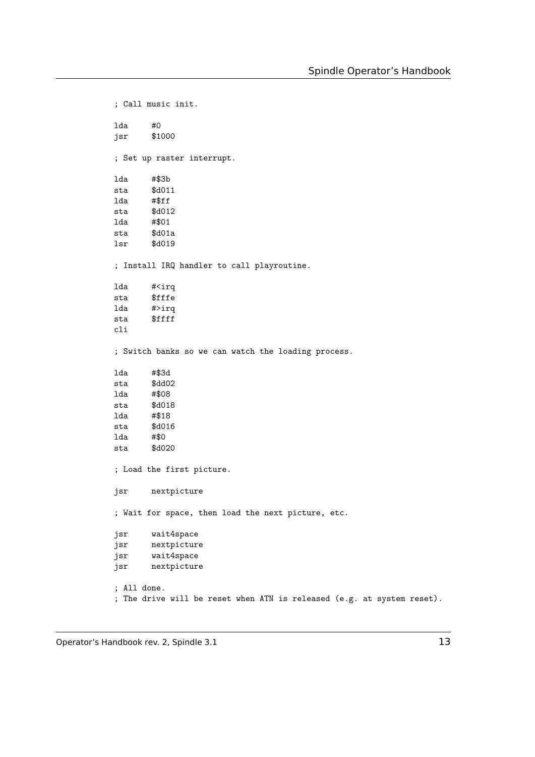```
; Call music init.

lda     #0
jsr     $1000

; Set up raster interrupt.

lda     #$3b
sta     $d011
lda     #$ff
sta     $d012
lda     #$01
sta     $d01a
lsr     $d019

; Install IRQ handler to call playroutine.

lda     #<irq
sta     $fffe
lda     #>irq
sta     $ffff
cli

; Switch banks so we can watch the loading process.

lda     #$3d
sta     $dd02
lda     #$08
sta     $d018
lda     #$18
sta     $d016
lda     #$0
sta     $d020

; Load the first picture.

jsr     nextpicture

; Wait for space, then load the next picture, etc.

jsr     wait4space
jsr     nextpicture
jsr     wait4space
jsr     nextpicture

; All done.
; The drive will be reset when ATN is released (e.g. at system reset).
```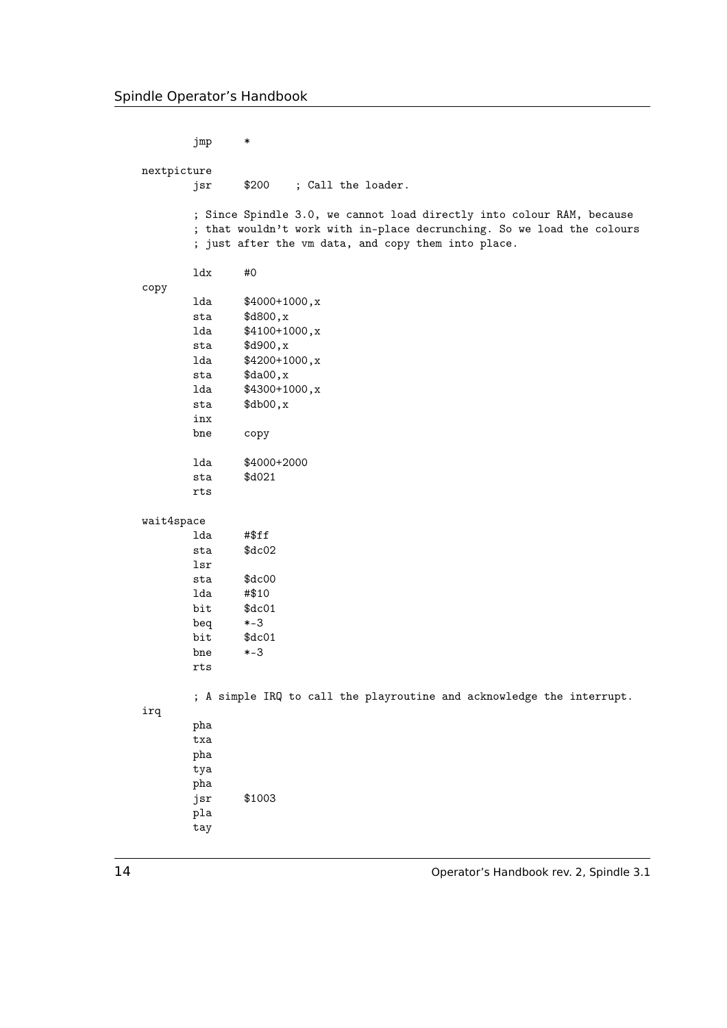```
        jmp     *

nextpicture
        jsr     $200    ; Call the loader.

        ; Since Spindle 3.0, we cannot load directly into colour RAM, because
        ; that wouldn't work with in-place decrunching. So we load the colours
        ; just after the vm data, and copy them into place.

        ldx     #0
copy
        lda     $4000+1000,x
        sta     $d800,x
        lda     $4100+1000,x
        sta     $d900,x
        lda     $4200+1000,x
        sta     $da00,x
        lda     $4300+1000,x
        sta     $db00,x
        inx
        bne     copy

        lda     $4000+2000
        sta     $d021
        rts

wait4space
        lda     #$ff
        sta     $dc02
        lsr
        sta     $dc00
        lda     #$10
        bit     $dc01
        beq     *-3
        bit     $dc01
        bne     *-3
        rts

        ; A simple IRQ to call the playroutine and acknowledge the interrupt.
irq
        pha
        txa
        pha
        tya
        pha
        jsr     $1003
        pla
        tay
```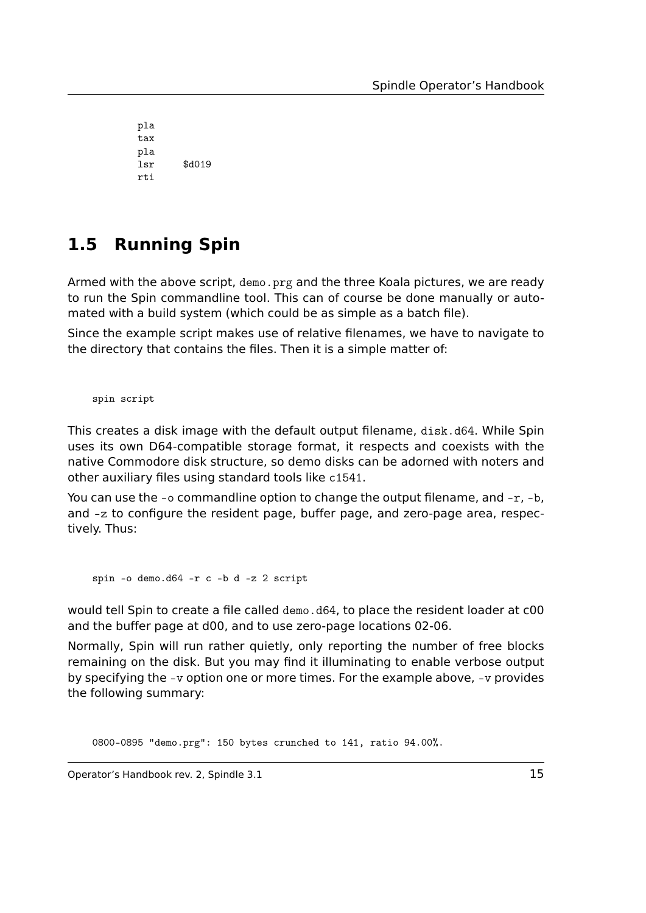```
        pla
        tax
        pla
        lsr     $d019
        rti
```

## 1.5 Running Spin

Armed with the above script, `demo.prg` and the three Koala pictures, we are ready to run the Spin commandline tool. This can of course be done manually or automated with a build system (which could be as simple as a batch file).

Since the example script makes use of relative filenames, we have to navigate to the directory that contains the files. Then it is a simple matter of:

```
spin script
```

This creates a disk image with the default output filename, `disk.d64`. While Spin uses its own D64-compatible storage format, it respects and coexists with the native Commodore disk structure, so demo disks can be adorned with noters and other auxiliary files using standard tools like `c1541`.

You can use the `-o` commandline option to change the output filename, and `-r`, `-b`, and `-z` to configure the resident page, buffer page, and zero-page area, respectively. Thus:

```
spin -o demo.d64 -r c -b d -z 2 script
```

would tell Spin to create a file called `demo.d64`, to place the resident loader at c00 and the buffer page at d00, and to use zero-page locations 02-06.

Normally, Spin will run rather quietly, only reporting the number of free blocks remaining on the disk. But you may find it illuminating to enable verbose output by specifying the `-v` option one or more times. For the example above, `-v` provides the following summary:

```
0800-0895 "demo.prg": 150 bytes crunched to 141, ratio 94.00%.
```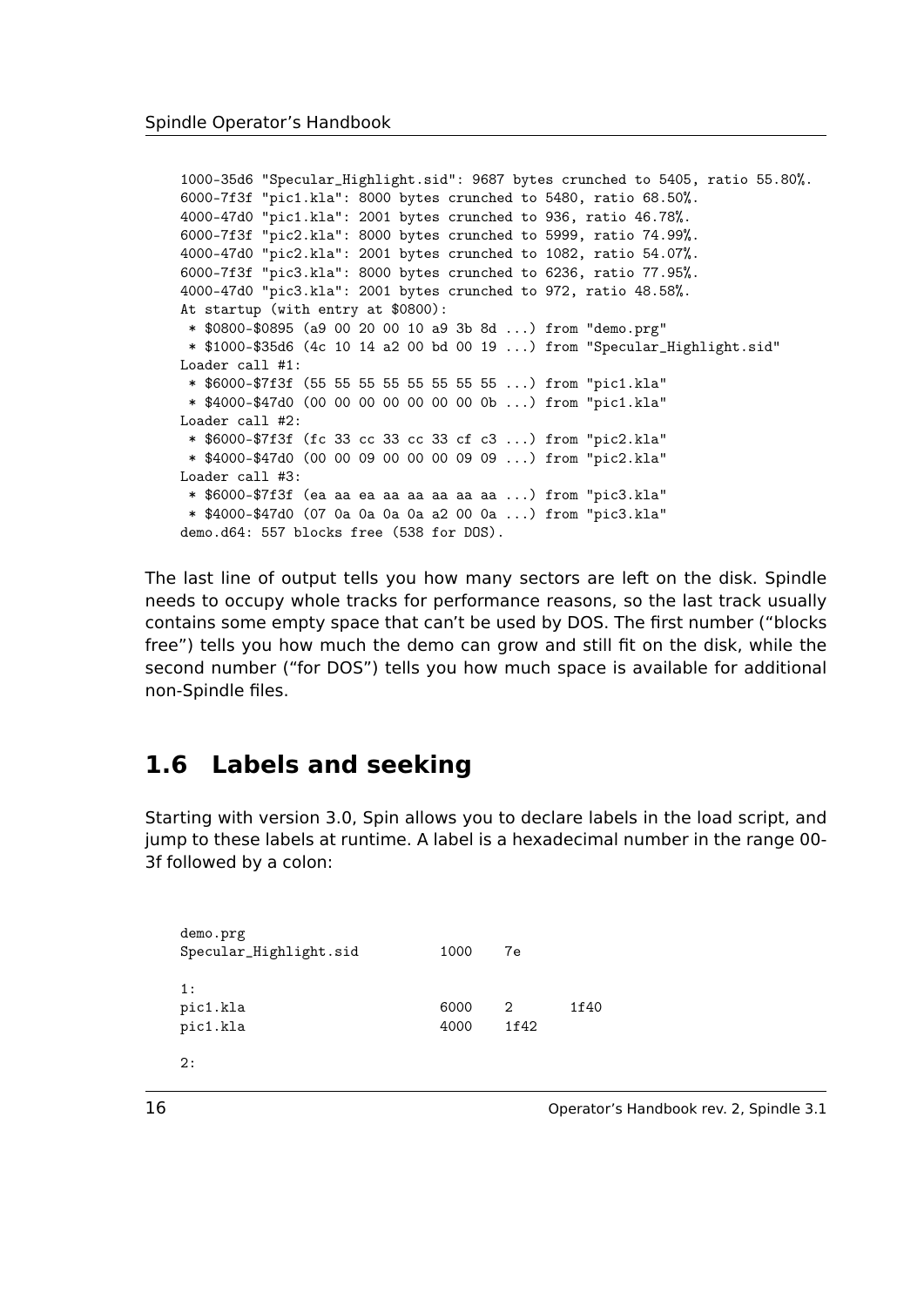```
1000-35d6 "Specular_Highlight.sid": 9687 bytes crunched to 5405, ratio 55.80%.
6000-7f3f "pic1.kla": 8000 bytes crunched to 5480, ratio 68.50%.
4000-47d0 "pic1.kla": 2001 bytes crunched to 936, ratio 46.78%.
6000-7f3f "pic2.kla": 8000 bytes crunched to 5999, ratio 74.99%.
4000-47d0 "pic2.kla": 2001 bytes crunched to 1082, ratio 54.07%.
6000-7f3f "pic3.kla": 8000 bytes crunched to 6236, ratio 77.95%.
4000-47d0 "pic3.kla": 2001 bytes crunched to 972, ratio 48.58%.
At startup (with entry at $0800):
 * $0800-$0895 (a9 00 20 00 10 a9 3b 8d ...) from "demo.prg"
 * $1000-$35d6 (4c 10 14 a2 00 bd 00 19 ...) from "Specular_Highlight.sid"
Loader call #1:
 * $6000-$7f3f (55 55 55 55 55 55 55 55 ...) from "pic1.kla"
 * $4000-$47d0 (00 00 00 00 00 00 00 0b ...) from "pic1.kla"
Loader call #2:
 * $6000-$7f3f (fc 33 cc 33 cc 33 cf c3 ...) from "pic2.kla"
 * $4000-$47d0 (00 00 09 00 00 00 09 09 ...) from "pic2.kla"
Loader call #3:
 * $6000-$7f3f (ea aa ea aa aa aa aa aa ...) from "pic3.kla"
 * $4000-$47d0 (07 0a 0a 0a 0a a2 00 0a ...) from "pic3.kla"
demo.d64: 557 blocks free (538 for DOS).
```

The last line of output tells you how many sectors are left on the disk. Spindle needs to occupy whole tracks for performance reasons, so the last track usually contains some empty space that can't be used by DOS. The first number ("blocks free") tells you how much the demo can grow and still fit on the disk, while the second number ("for DOS") tells you how much space is available for additional non-Spindle files.

## 1.6 Labels and seeking

Starting with version 3.0, Spin allows you to declare labels in the load script, and jump to these labels at runtime. A label is a hexadecimal number in the range 00-3f followed by a colon:

```
demo.prg
Specular_Highlight.sid          1000    7e

1:
pic1.kla                        6000    2       1f40
pic1.kla                        4000    1f42

2:
```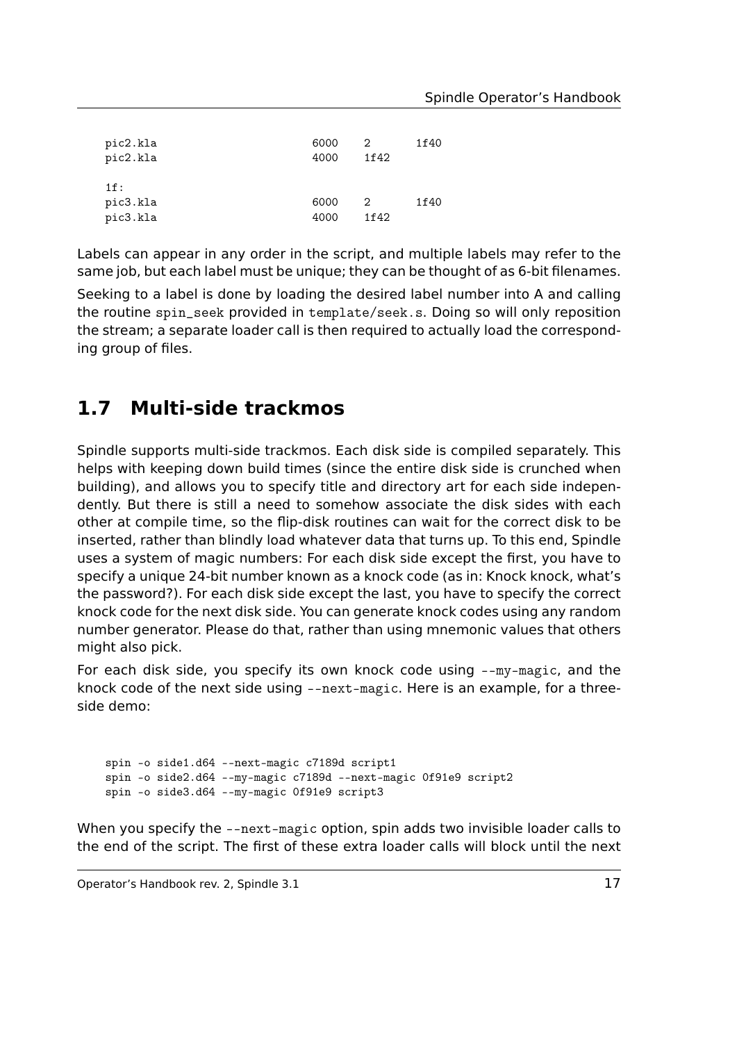```
pic2.kla                        6000    2       1f40
pic2.kla                        4000    1f42

1f:
pic3.kla                        6000    2       1f40
pic3.kla                        4000    1f42
```

Labels can appear in any order in the script, and multiple labels may refer to the same job, but each label must be unique; they can be thought of as 6-bit filenames.

Seeking to a label is done by loading the desired label number into A and calling the routine `spin_seek` provided in `template/seek.s`. Doing so will only reposition the stream; a separate loader call is then required to actually load the corresponding group of files.

## 1.7 Multi-side trackmos

Spindle supports multi-side trackmos. Each disk side is compiled separately. This helps with keeping down build times (since the entire disk side is crunched when building), and allows you to specify title and directory art for each side independently. But there is still a need to somehow associate the disk sides with each other at compile time, so the flip-disk routines can wait for the correct disk to be inserted, rather than blindly load whatever data that turns up. To this end, Spindle uses a system of magic numbers: For each disk side except the first, you have to specify a unique 24-bit number known as a knock code (as in: Knock knock, what's the password?). For each disk side except the last, you have to specify the correct knock code for the next disk side. You can generate knock codes using any random number generator. Please do that, rather than using mnemonic values that others might also pick.

For each disk side, you specify its own knock code using `--my-magic`, and the knock code of the next side using `--next-magic`. Here is an example, for a three-side demo:

```
spin -o side1.d64 --next-magic c7189d script1
spin -o side2.d64 --my-magic c7189d --next-magic 0f91e9 script2
spin -o side3.d64 --my-magic 0f91e9 script3
```

When you specify the `--next-magic` option, spin adds two invisible loader calls to the end of the script. The first of these extra loader calls will block until the next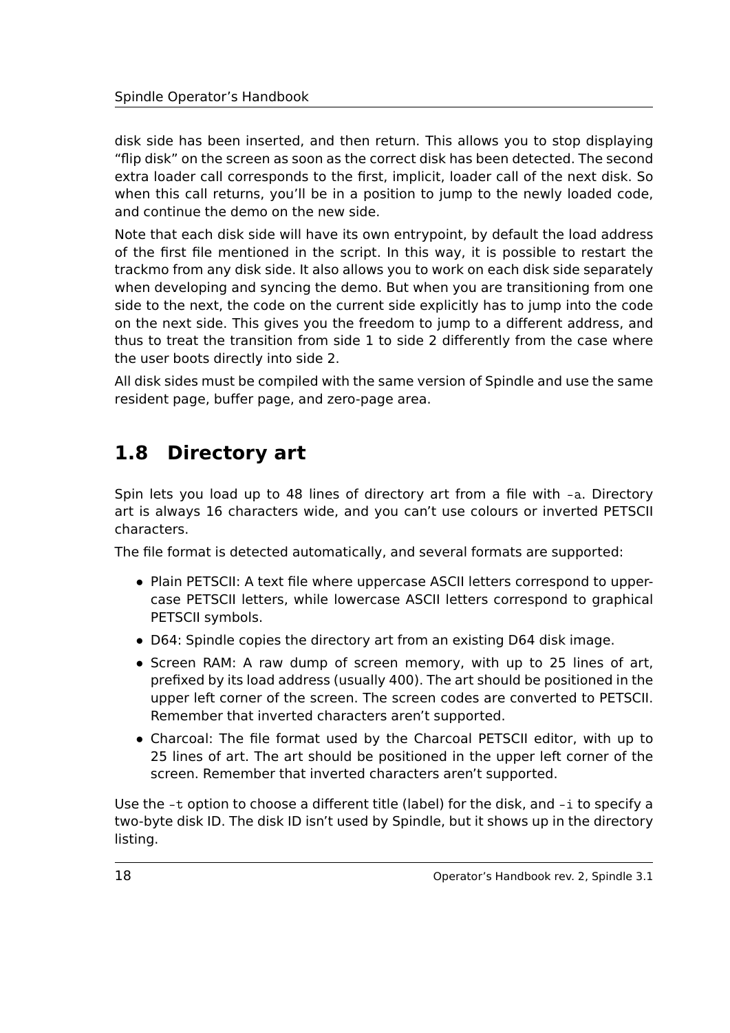disk side has been inserted, and then return. This allows you to stop displaying “flip disk” on the screen as soon as the correct disk has been detected. The second extra loader call corresponds to the first, implicit, loader call of the next disk. So when this call returns, you’ll be in a position to jump to the newly loaded code, and continue the demo on the new side.

Note that each disk side will have its own entrypoint, by default the load address of the first file mentioned in the script. In this way, it is possible to restart the trackmo from any disk side. It also allows you to work on each disk side separately when developing and syncing the demo. But when you are transitioning from one side to the next, the code on the current side explicitly has to jump into the code on the next side. This gives you the freedom to jump to a different address, and thus to treat the transition from side 1 to side 2 differently from the case where the user boots directly into side 2.

All disk sides must be compiled with the same version of Spindle and use the same resident page, buffer page, and zero-page area.

## 1.8 Directory art

Spin lets you load up to 48 lines of directory art from a file with `-a`. Directory art is always 16 characters wide, and you can’t use colours or inverted PETSCII characters.

The file format is detected automatically, and several formats are supported:

- Plain PETSCII: A text file where uppercase ASCII letters correspond to uppercase PETSCII letters, while lowercase ASCII letters correspond to graphical PETSCII symbols.
- D64: Spindle copies the directory art from an existing D64 disk image.
- Screen RAM: A raw dump of screen memory, with up to 25 lines of art, prefixed by its load address (usually 400). The art should be positioned in the upper left corner of the screen. The screen codes are converted to PETSCII. Remember that inverted characters aren’t supported.
- Charcoal: The file format used by the Charcoal PETSCII editor, with up to 25 lines of art. The art should be positioned in the upper left corner of the screen. Remember that inverted characters aren’t supported.

Use the `-t` option to choose a different title (label) for the disk, and `-i` to specify a two-byte disk ID. The disk ID isn’t used by Spindle, but it shows up in the directory listing.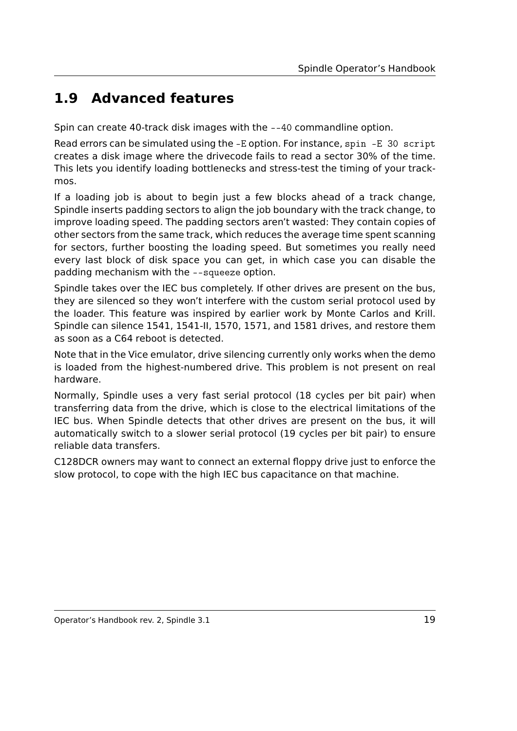## 1.9 Advanced features

Spin can create 40-track disk images with the `--40` commandline option.

Read errors can be simulated using the `-E` option. For instance, `spin -E 30 script` creates a disk image where the drivecode fails to read a sector 30% of the time. This lets you identify loading bottlenecks and stress-test the timing of your trackmos.

If a loading job is about to begin just a few blocks ahead of a track change, Spindle inserts padding sectors to align the job boundary with the track change, to improve loading speed. The padding sectors aren't wasted: They contain copies of other sectors from the same track, which reduces the average time spent scanning for sectors, further boosting the loading speed. But sometimes you really need every last block of disk space you can get, in which case you can disable the padding mechanism with the `--squeeze` option.

Spindle takes over the IEC bus completely. If other drives are present on the bus, they are silenced so they won't interfere with the custom serial protocol used by the loader. This feature was inspired by earlier work by Monte Carlos and Krill. Spindle can silence 1541, 1541-II, 1570, 1571, and 1581 drives, and restore them as soon as a C64 reboot is detected.

Note that in the Vice emulator, drive silencing currently only works when the demo is loaded from the highest-numbered drive. This problem is not present on real hardware.

Normally, Spindle uses a very fast serial protocol (18 cycles per bit pair) when transferring data from the drive, which is close to the electrical limitations of the IEC bus. When Spindle detects that other drives are present on the bus, it will automatically switch to a slower serial protocol (19 cycles per bit pair) to ensure reliable data transfers.

C128DCR owners may want to connect an external floppy drive just to enforce the slow protocol, to cope with the high IEC bus capacitance on that machine.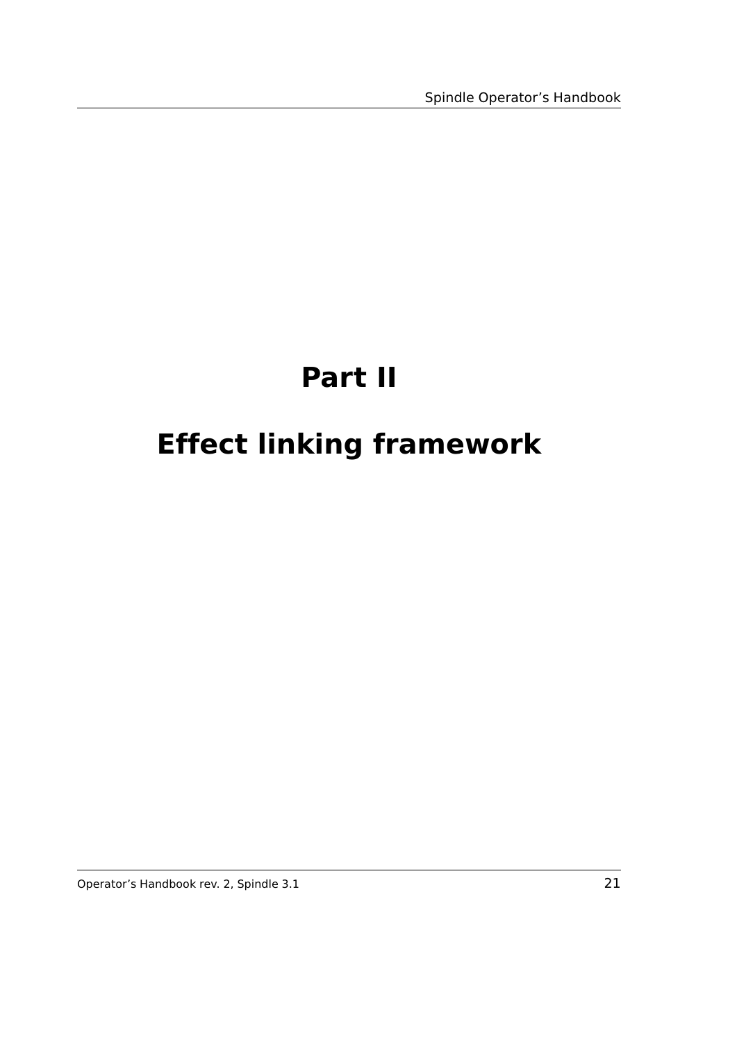# Part II

# Effect linking framework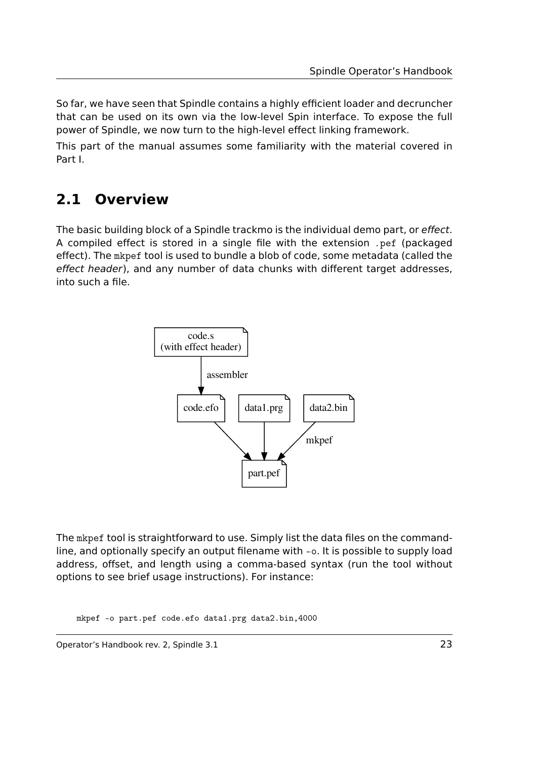So far, we have seen that Spindle contains a highly efficient loader and decruncher that can be used on its own via the low-level Spin interface. To expose the full power of Spindle, we now turn to the high-level effect linking framework.

This part of the manual assumes some familiarity with the material covered in Part I.

## 2.1 Overview

The basic building block of a Spindle trackmo is the individual demo part, or *effect*. A compiled effect is stored in a single file with the extension `.pef` (packaged effect). The `mkpef` tool is used to bundle a blob of code, some metadata (called the *effect header*), and any number of data chunks with different target addresses, into such a file.

The `mkpef` tool is straightforward to use. Simply list the data files on the command-line, and optionally specify an output filename with `-o`. It is possible to supply load address, offset, and length using a comma-based syntax (run the tool without options to see brief usage instructions). For instance:

```
mkpef -o part.pef code.efo data1.prg data2.bin,4000
```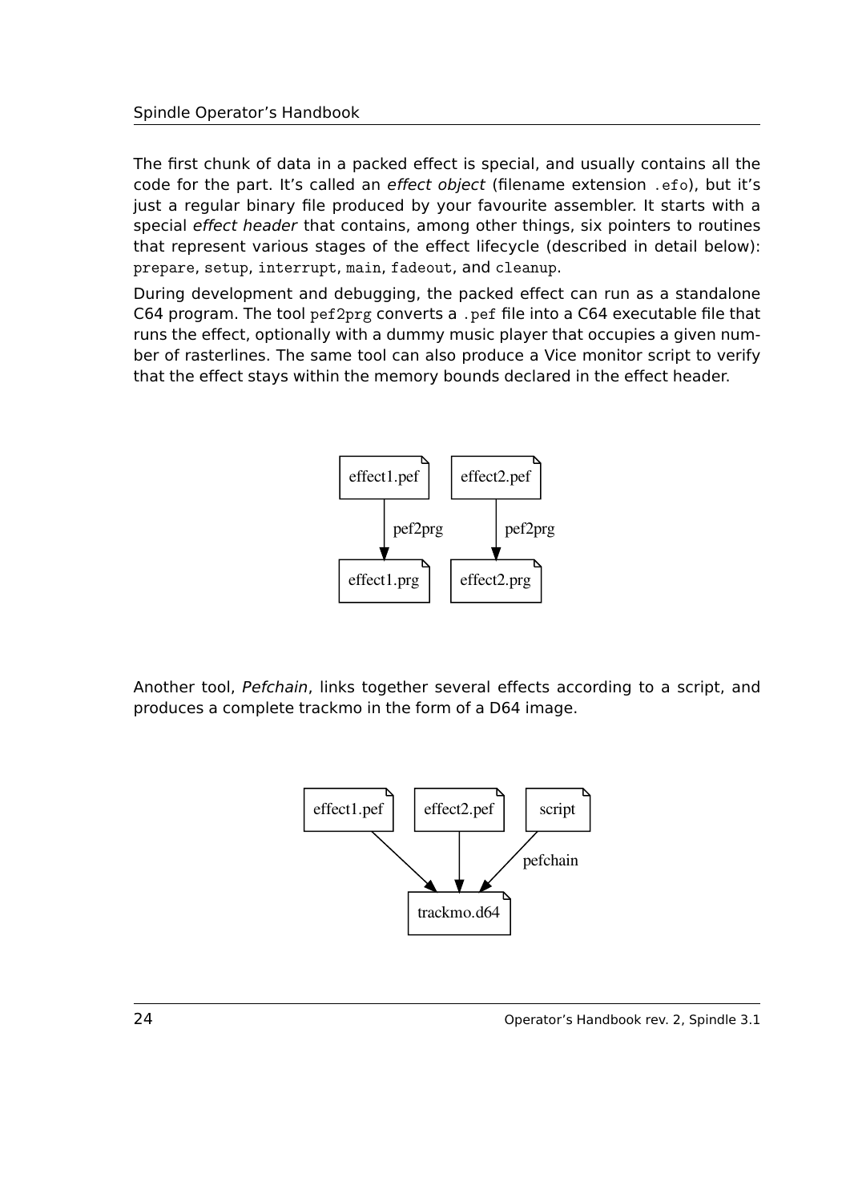The first chunk of data in a packed effect is special, and usually contains all the code for the part. It's called an *effect object* (filename extension `.efo`), but it's just a regular binary file produced by your favourite assembler. It starts with a special *effect header* that contains, among other things, six pointers to routines that represent various stages of the effect lifecycle (described in detail below): `prepare`, `setup`, `interrupt`, `main`, `fadeout`, and `cleanup`.

During development and debugging, the packed effect can run as a standalone C64 program. The tool `pef2prg` converts a `.pef` file into a C64 executable file that runs the effect, optionally with a dummy music player that occupies a given number of rasterlines. The same tool can also produce a Vice monitor script to verify that the effect stays within the memory bounds declared in the effect header.

```
effect1.pef        effect2.pef
     |                  |
     | pef2prg          | pef2prg
     v                  v
effect1.prg        effect2.prg
```

Another tool, *Pefchain*, links together several effects according to a script, and produces a complete trackmo in the form of a D64 image.

```
effect1.pef    effect2.pef    script
         \          |         /
          \         |        /  pefchain
           v        v       v
              trackmo.d64
```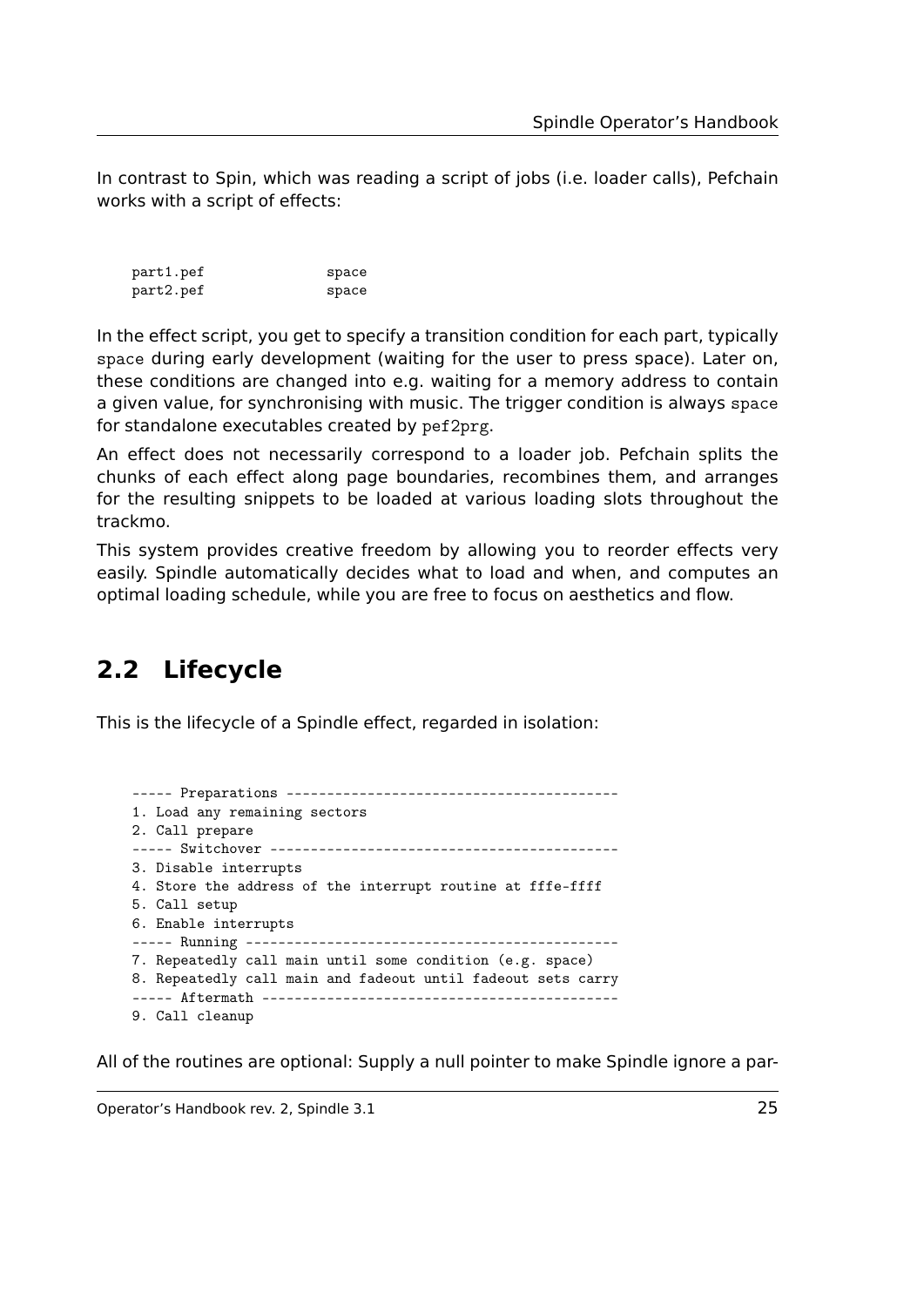In contrast to Spin, which was reading a script of jobs (i.e. loader calls), Pefchain works with a script of effects:

```
part1.pef              space
part2.pef              space
```

In the effect script, you get to specify a transition condition for each part, typically `space` during early development (waiting for the user to press space). Later on, these conditions are changed into e.g. waiting for a memory address to contain a given value, for synchronising with music. The trigger condition is always `space` for standalone executables created by `pef2prg`.

An effect does not necessarily correspond to a loader job. Pefchain splits the chunks of each effect along page boundaries, recombines them, and arranges for the resulting snippets to be loaded at various loading slots throughout the trackmo.

This system provides creative freedom by allowing you to reorder effects very easily. Spindle automatically decides what to load and when, and computes an optimal loading schedule, while you are free to focus on aesthetics and flow.

## 2.2 Lifecycle

This is the lifecycle of a Spindle effect, regarded in isolation:

```
----- Preparations -----------------------------------------
1. Load any remaining sectors
2. Call prepare
----- Switchover -------------------------------------------
3. Disable interrupts
4. Store the address of the interrupt routine at fffe-ffff
5. Call setup
6. Enable interrupts
----- Running ----------------------------------------------
7. Repeatedly call main until some condition (e.g. space)
8. Repeatedly call main and fadeout until fadeout sets carry
----- Aftermath --------------------------------------------
9. Call cleanup
```

All of the routines are optional: Supply a null pointer to make Spindle ignore a par-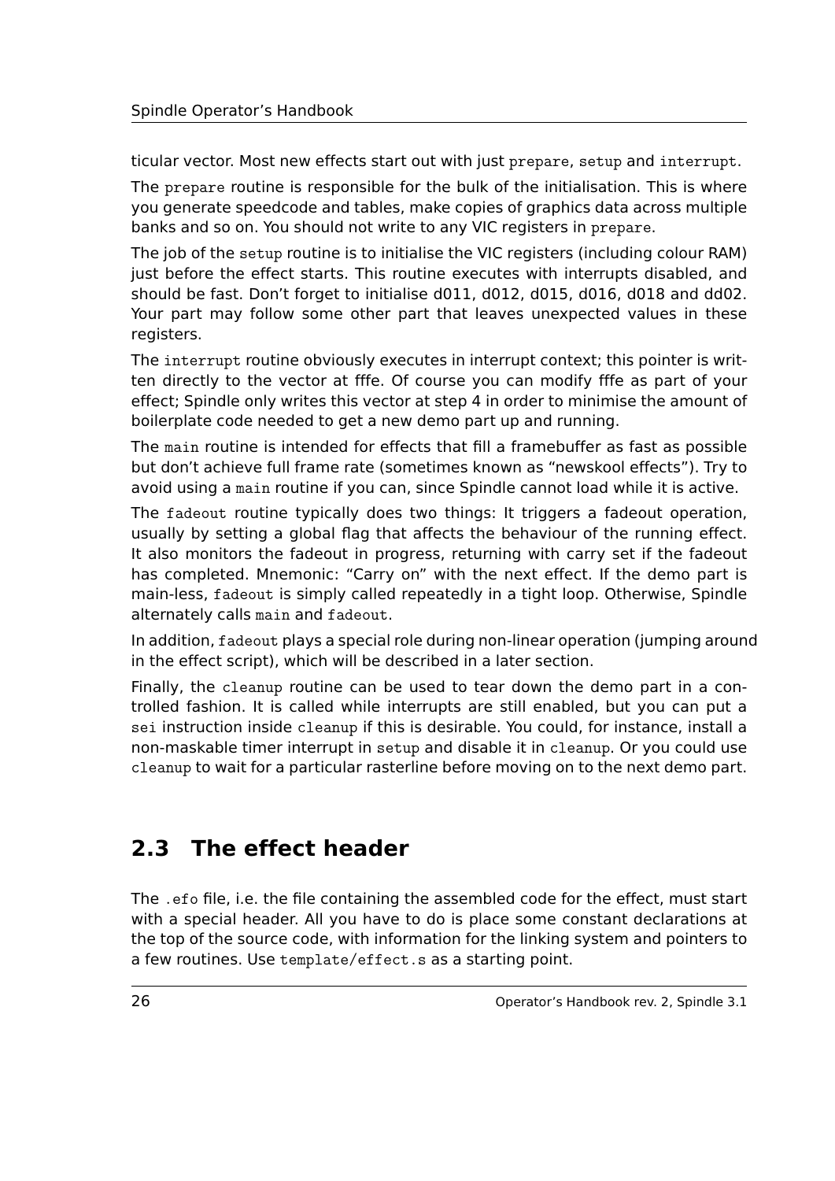ticular vector. Most new effects start out with just `prepare`, `setup` and `interrupt`.

The `prepare` routine is responsible for the bulk of the initialisation. This is where you generate speedcode and tables, make copies of graphics data across multiple banks and so on. You should not write to any VIC registers in `prepare`.

The job of the `setup` routine is to initialise the VIC registers (including colour RAM) just before the effect starts. This routine executes with interrupts disabled, and should be fast. Don't forget to initialise d011, d012, d015, d016, d018 and dd02. Your part may follow some other part that leaves unexpected values in these registers.

The `interrupt` routine obviously executes in interrupt context; this pointer is written directly to the vector at fffe. Of course you can modify fffe as part of your effect; Spindle only writes this vector at step 4 in order to minimise the amount of boilerplate code needed to get a new demo part up and running.

The `main` routine is intended for effects that fill a framebuffer as fast as possible but don't achieve full frame rate (sometimes known as "newskool effects"). Try to avoid using a `main` routine if you can, since Spindle cannot load while it is active.

The `fadeout` routine typically does two things: It triggers a fadeout operation, usually by setting a global flag that affects the behaviour of the running effect. It also monitors the fadeout in progress, returning with carry set if the fadeout has completed. Mnemonic: "Carry on" with the next effect. If the demo part is main-less, `fadeout` is simply called repeatedly in a tight loop. Otherwise, Spindle alternately calls `main` and `fadeout`.

In addition, `fadeout` plays a special role during non-linear operation (jumping around in the effect script), which will be described in a later section.

Finally, the `cleanup` routine can be used to tear down the demo part in a controlled fashion. It is called while interrupts are still enabled, but you can put a `sei` instruction inside `cleanup` if this is desirable. You could, for instance, install a non-maskable timer interrupt in `setup` and disable it in `cleanup`. Or you could use `cleanup` to wait for a particular rasterline before moving on to the next demo part.

## 2.3 The effect header

The `.efo` file, i.e. the file containing the assembled code for the effect, must start with a special header. All you have to do is place some constant declarations at the top of the source code, with information for the linking system and pointers to a few routines. Use `template/effect.s` as a starting point.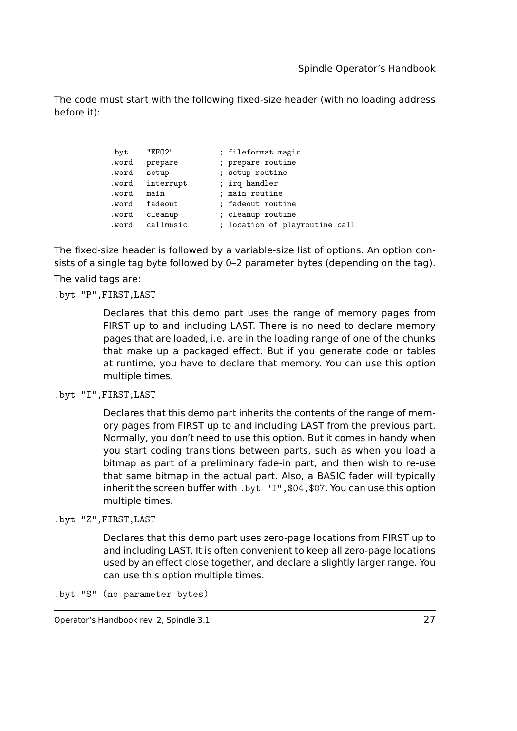The code must start with the following fixed-size header (with no loading address before it):

```
.byt    "EFO2"          ; fileformat magic
.word   prepare         ; prepare routine
.word   setup           ; setup routine
.word   interrupt       ; irq handler
.word   main            ; main routine
.word   fadeout         ; fadeout routine
.word   cleanup         ; cleanup routine
.word   callmusic       ; location of playroutine call
```

The fixed-size header is followed by a variable-size list of options. An option consists of a single tag byte followed by 0–2 parameter bytes (depending on the tag).

The valid tags are:

`.byt "P",FIRST,LAST`

> Declares that this demo part uses the range of memory pages from FIRST up to and including LAST. There is no need to declare memory pages that are loaded, i.e. are in the loading range of one of the chunks that make up a packaged effect. But if you generate code or tables at runtime, you have to declare that memory. You can use this option multiple times.

`.byt "I",FIRST,LAST`

> Declares that this demo part inherits the contents of the range of memory pages from FIRST up to and including LAST from the previous part. Normally, you don't need to use this option. But it comes in handy when you start coding transitions between parts, such as when you load a bitmap as part of a preliminary fade-in part, and then wish to re-use that same bitmap in the actual part. Also, a BASIC fader will typically inherit the screen buffer with `.byt "I",$04,$07`. You can use this option multiple times.

`.byt "Z",FIRST,LAST`

> Declares that this demo part uses zero-page locations from FIRST up to and including LAST. It is often convenient to keep all zero-page locations used by an effect close together, and declare a slightly larger range. You can use this option multiple times.

`.byt "S" (no parameter bytes)`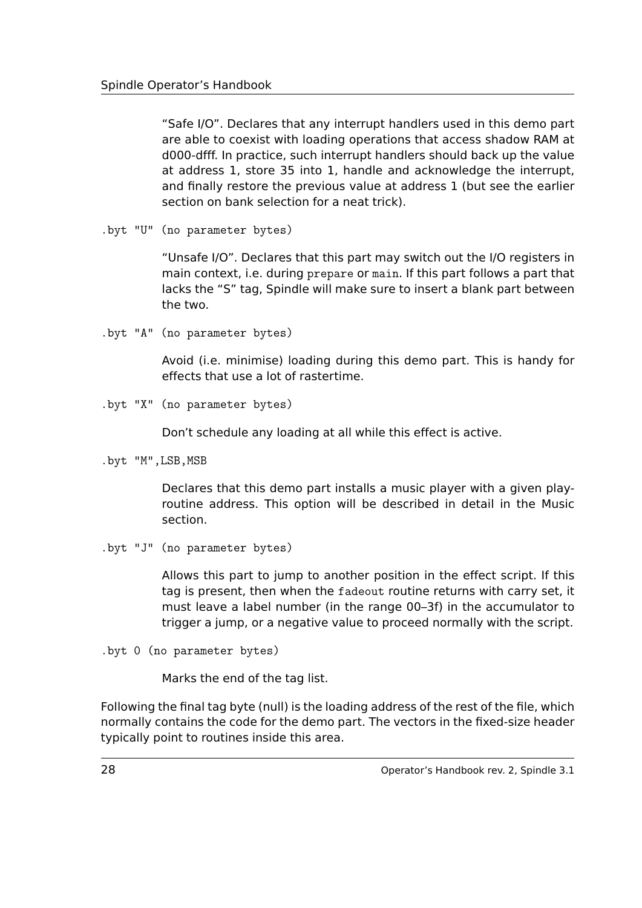"Safe I/O". Declares that any interrupt handlers used in this demo part are able to coexist with loading operations that access shadow RAM at d000-dfff. In practice, such interrupt handlers should back up the value at address 1, store 35 into 1, handle and acknowledge the interrupt, and finally restore the previous value at address 1 (but see the earlier section on bank selection for a neat trick).

`.byt "U" (no parameter bytes)`

"Unsafe I/O". Declares that this part may switch out the I/O registers in main context, i.e. during `prepare` or `main`. If this part follows a part that lacks the "S" tag, Spindle will make sure to insert a blank part between the two.

`.byt "A" (no parameter bytes)`

Avoid (i.e. minimise) loading during this demo part. This is handy for effects that use a lot of rastertime.

`.byt "X" (no parameter bytes)`

Don't schedule any loading at all while this effect is active.

`.byt "M",LSB,MSB`

Declares that this demo part installs a music player with a given play-routine address. This option will be described in detail in the Music section.

`.byt "J" (no parameter bytes)`

Allows this part to jump to another position in the effect script. If this tag is present, then when the `fadeout` routine returns with carry set, it must leave a label number (in the range 00–3f) in the accumulator to trigger a jump, or a negative value to proceed normally with the script.

`.byt 0 (no parameter bytes)`

Marks the end of the tag list.

Following the final tag byte (null) is the loading address of the rest of the file, which normally contains the code for the demo part. The vectors in the fixed-size header typically point to routines inside this area.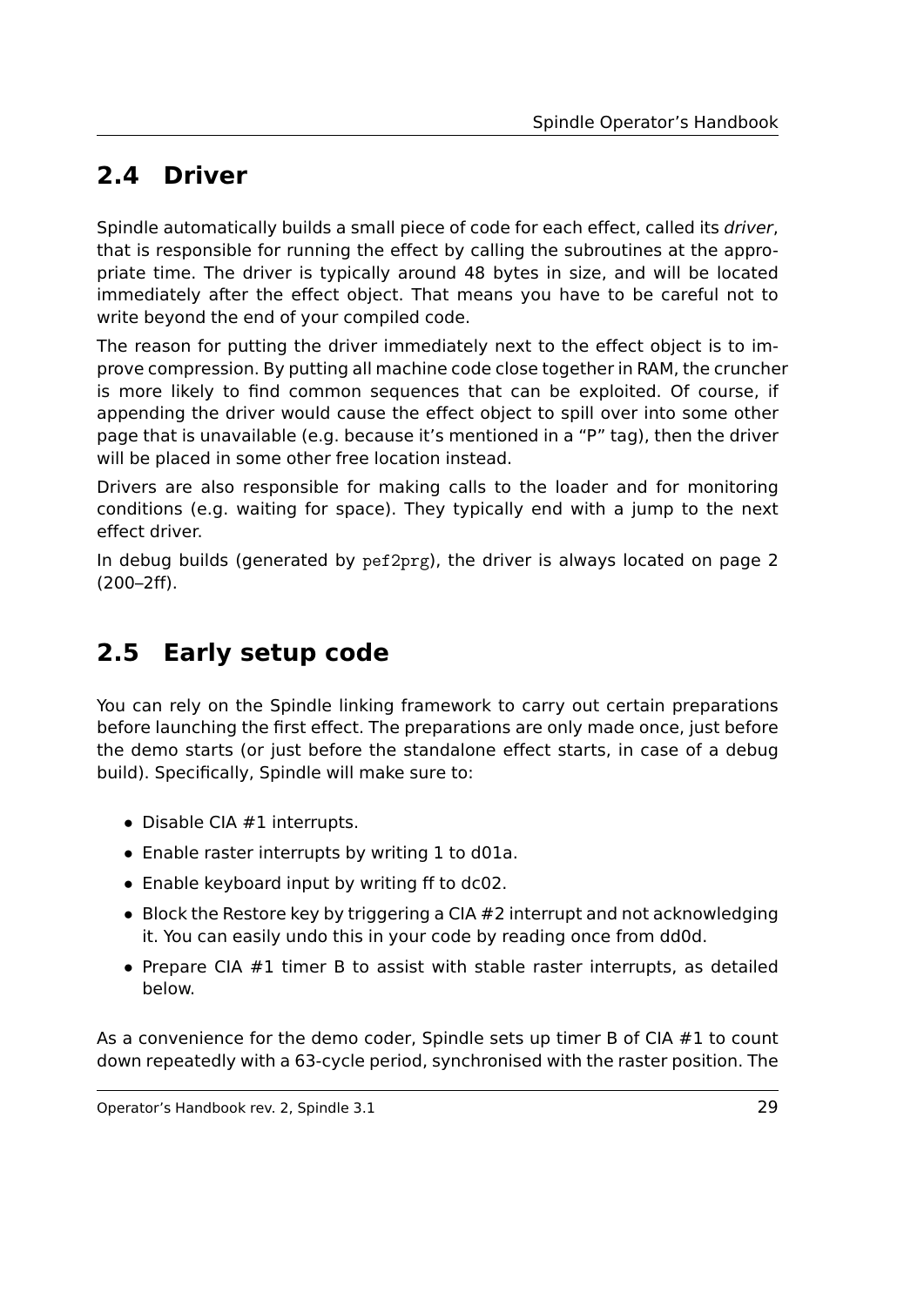## 2.4 Driver

Spindle automatically builds a small piece of code for each effect, called its *driver*, that is responsible for running the effect by calling the subroutines at the appropriate time. The driver is typically around 48 bytes in size, and will be located immediately after the effect object. That means you have to be careful not to write beyond the end of your compiled code.

The reason for putting the driver immediately next to the effect object is to improve compression. By putting all machine code close together in RAM, the cruncher is more likely to find common sequences that can be exploited. Of course, if appending the driver would cause the effect object to spill over into some other page that is unavailable (e.g. because it's mentioned in a "P" tag), then the driver will be placed in some other free location instead.

Drivers are also responsible for making calls to the loader and for monitoring conditions (e.g. waiting for space). They typically end with a jump to the next effect driver.

In debug builds (generated by `pef2prg`), the driver is always located on page 2 (200–2ff).

## 2.5 Early setup code

You can rely on the Spindle linking framework to carry out certain preparations before launching the first effect. The preparations are only made once, just before the demo starts (or just before the standalone effect starts, in case of a debug build). Specifically, Spindle will make sure to:

- Disable CIA #1 interrupts.
- Enable raster interrupts by writing 1 to d01a.
- Enable keyboard input by writing ff to dc02.
- Block the Restore key by triggering a CIA #2 interrupt and not acknowledging it. You can easily undo this in your code by reading once from dd0d.
- Prepare CIA #1 timer B to assist with stable raster interrupts, as detailed below.

As a convenience for the demo coder, Spindle sets up timer B of CIA #1 to count down repeatedly with a 63-cycle period, synchronised with the raster position. The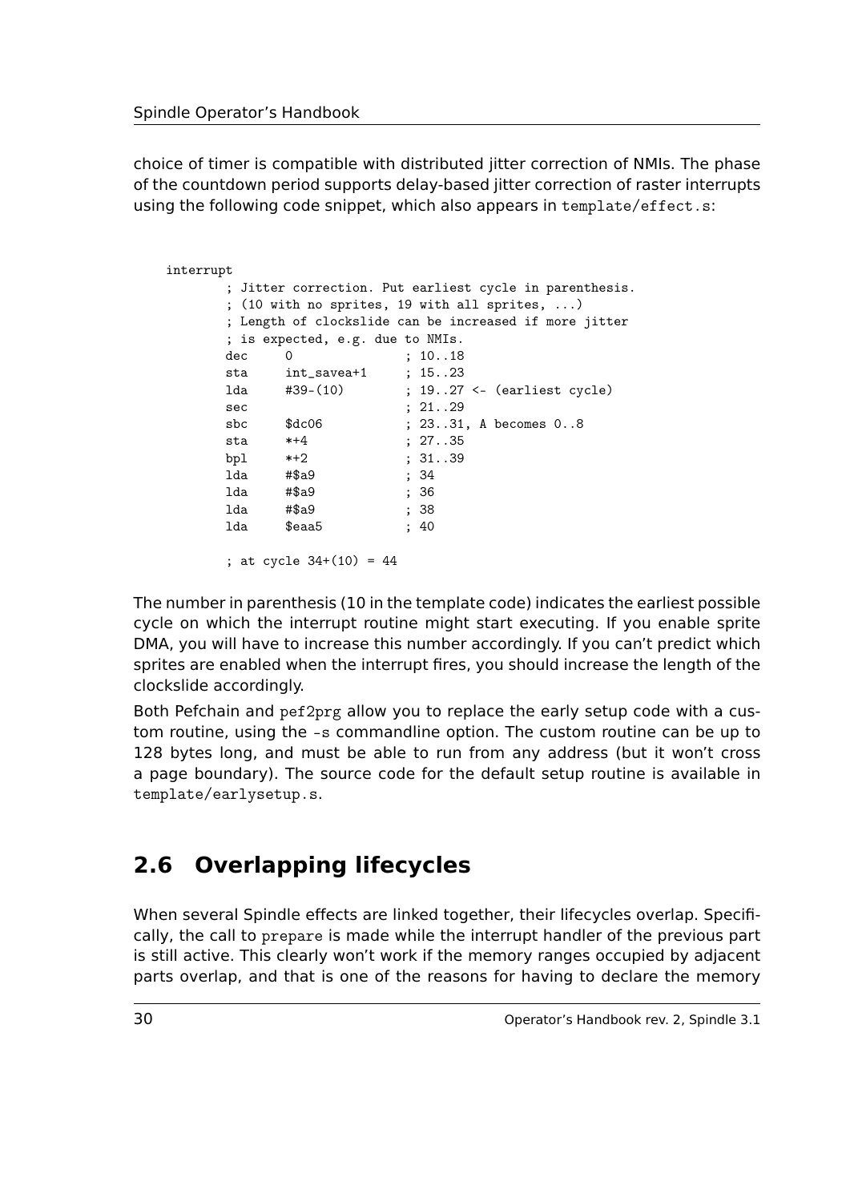choice of timer is compatible with distributed jitter correction of NMIs. The phase of the countdown period supports delay-based jitter correction of raster interrupts using the following code snippet, which also appears in `template/effect.s`:

```
interrupt
        ; Jitter correction. Put earliest cycle in parenthesis.
        ; (10 with no sprites, 19 with all sprites, ...)
        ; Length of clockslide can be increased if more jitter
        ; is expected, e.g. due to NMIs.
        dec     0               ; 10..18
        sta     int_savea+1     ; 15..23
        lda     #39-(10)        ; 19..27 <- (earliest cycle)
        sec                     ; 21..29
        sbc     $dc06           ; 23..31, A becomes 0..8
        sta     *+4             ; 27..35
        bpl     *+2             ; 31..39
        lda     #$a9            ; 34
        lda     #$a9            ; 36
        lda     #$a9            ; 38
        lda     $eaa5           ; 40

        ; at cycle 34+(10) = 44
```

The number in parenthesis (10 in the template code) indicates the earliest possible cycle on which the interrupt routine might start executing. If you enable sprite DMA, you will have to increase this number accordingly. If you can't predict which sprites are enabled when the interrupt fires, you should increase the length of the clockslide accordingly.

Both Pefchain and `pef2prg` allow you to replace the early setup code with a custom routine, using the `-s` commandline option. The custom routine can be up to 128 bytes long, and must be able to run from any address (but it won't cross a page boundary). The source code for the default setup routine is available in `template/earlysetup.s`.

## 2.6 Overlapping lifecycles

When several Spindle effects are linked together, their lifecycles overlap. Specifically, the call to `prepare` is made while the interrupt handler of the previous part is still active. This clearly won't work if the memory ranges occupied by adjacent parts overlap, and that is one of the reasons for having to declare the memory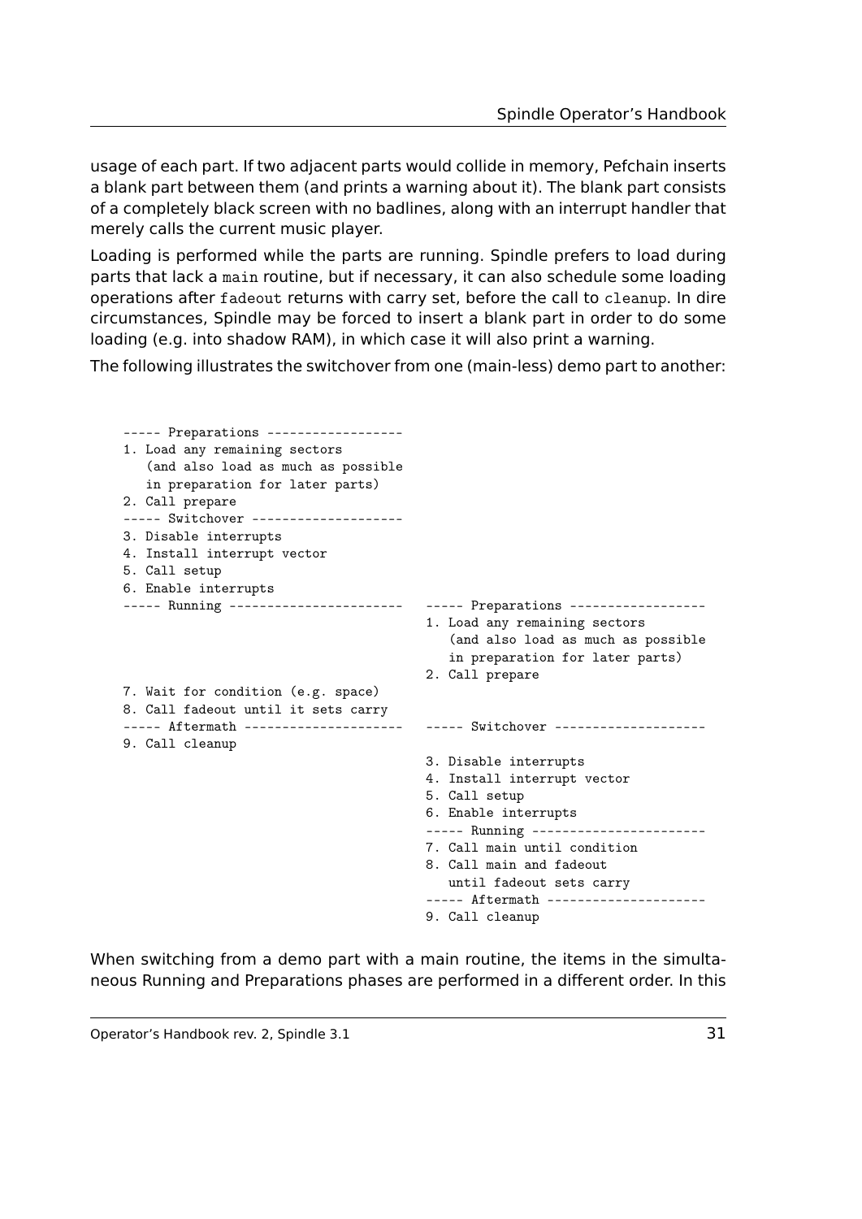usage of each part. If two adjacent parts would collide in memory, Pefchain inserts a blank part between them (and prints a warning about it). The blank part consists of a completely black screen with no badlines, along with an interrupt handler that merely calls the current music player.

Loading is performed while the parts are running. Spindle prefers to load during parts that lack a `main` routine, but if necessary, it can also schedule some loading operations after `fadeout` returns with carry set, before the call to `cleanup`. In dire circumstances, Spindle may be forced to insert a blank part in order to do some loading (e.g. into shadow RAM), in which case it will also print a warning.

The following illustrates the switchover from one (main-less) demo part to another:

```
----- Preparations ------------------
1. Load any remaining sectors
   (and also load as much as possible
   in preparation for later parts)
2. Call prepare
----- Switchover --------------------
3. Disable interrupts
4. Install interrupt vector
5. Call setup
6. Enable interrupts
----- Running -----------------------   ----- Preparations ------------------
                                        1. Load any remaining sectors
                                           (and also load as much as possible
                                           in preparation for later parts)
                                        2. Call prepare
7. Wait for condition (e.g. space)
8. Call fadeout until it sets carry
----- Aftermath ---------------------   ----- Switchover --------------------
9. Call cleanup
                                        3. Disable interrupts
                                        4. Install interrupt vector
                                        5. Call setup
                                        6. Enable interrupts
                                        ----- Running -----------------------
                                        7. Call main until condition
                                        8. Call main and fadeout
                                           until fadeout sets carry
                                        ----- Aftermath ---------------------
                                        9. Call cleanup
```

When switching from a demo part with a main routine, the items in the simultaneous Running and Preparations phases are performed in a different order. In this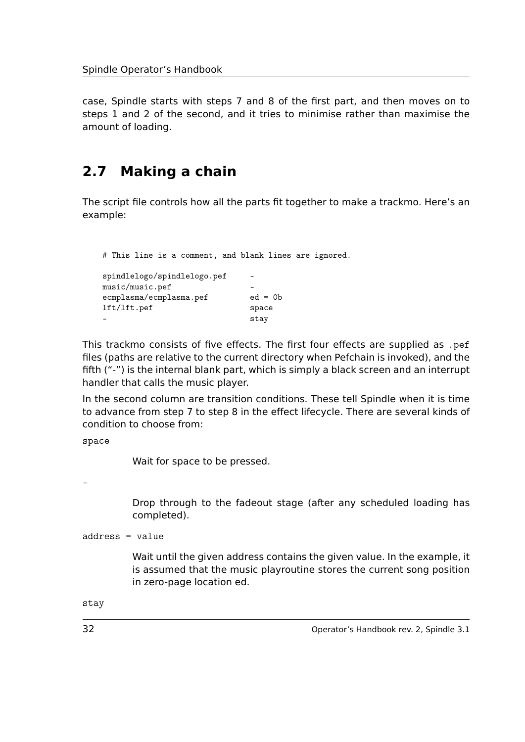case, Spindle starts with steps 7 and 8 of the first part, and then moves on to steps 1 and 2 of the second, and it tries to minimise rather than maximise the amount of loading.

## 2.7 Making a chain

The script file controls how all the parts fit together to make a trackmo. Here's an example:

```
# This line is a comment, and blank lines are ignored.

spindlelogo/spindlelogo.pef     -
music/music.pef                 -
ecmplasma/ecmplasma.pef         ed = 0b
lft/lft.pef                     space
-                               stay
```

This trackmo consists of five effects. The first four effects are supplied as `.pef` files (paths are relative to the current directory when Pefchain is invoked), and the fifth ("-") is the internal blank part, which is simply a black screen and an interrupt handler that calls the music player.

In the second column are transition conditions. These tell Spindle when it is time to advance from step 7 to step 8 in the effect lifecycle. There are several kinds of condition to choose from:

`space`

: Wait for space to be pressed.

`-`

: Drop through to the fadeout stage (after any scheduled loading has completed).

`address = value`

: Wait until the given address contains the given value. In the example, it is assumed that the music playroutine stores the current song position in zero-page location ed.

`stay`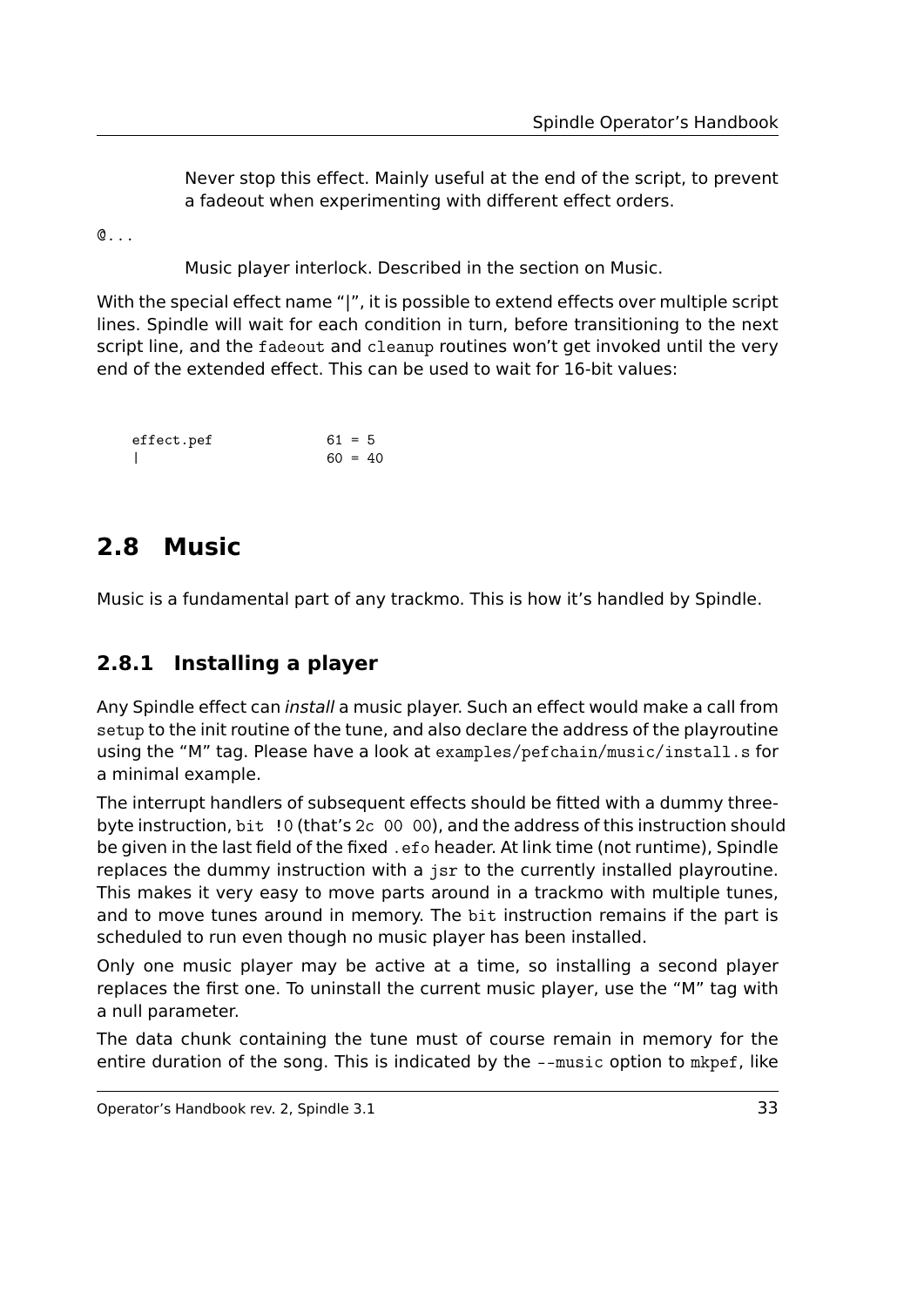Never stop this effect. Mainly useful at the end of the script, to prevent a fadeout when experimenting with different effect orders.

`@...`

Music player interlock. Described in the section on Music.

With the special effect name "|", it is possible to extend effects over multiple script lines. Spindle will wait for each condition in turn, before transitioning to the next script line, and the `fadeout` and `cleanup` routines won't get invoked until the very end of the extended effect. This can be used to wait for 16-bit values:

```
effect.pef          61 = 5
|                   60 = 40
```

## 2.8 Music

Music is a fundamental part of any trackmo. This is how it's handled by Spindle.

### 2.8.1 Installing a player

Any Spindle effect can *install* a music player. Such an effect would make a call from `setup` to the init routine of the tune, and also declare the address of the playroutine using the "M" tag. Please have a look at `examples/pefchain/music/install.s` for a minimal example.

The interrupt handlers of subsequent effects should be fitted with a dummy three-byte instruction, `bit !0` (that's `2c 00 00`), and the address of this instruction should be given in the last field of the fixed `.efo` header. At link time (not runtime), Spindle replaces the dummy instruction with a `jsr` to the currently installed playroutine. This makes it very easy to move parts around in a trackmo with multiple tunes, and to move tunes around in memory. The `bit` instruction remains if the part is scheduled to run even though no music player has been installed.

Only one music player may be active at a time, so installing a second player replaces the first one. To uninstall the current music player, use the "M" tag with a null parameter.

The data chunk containing the tune must of course remain in memory for the entire duration of the song. This is indicated by the `--music` option to `mkpef`, like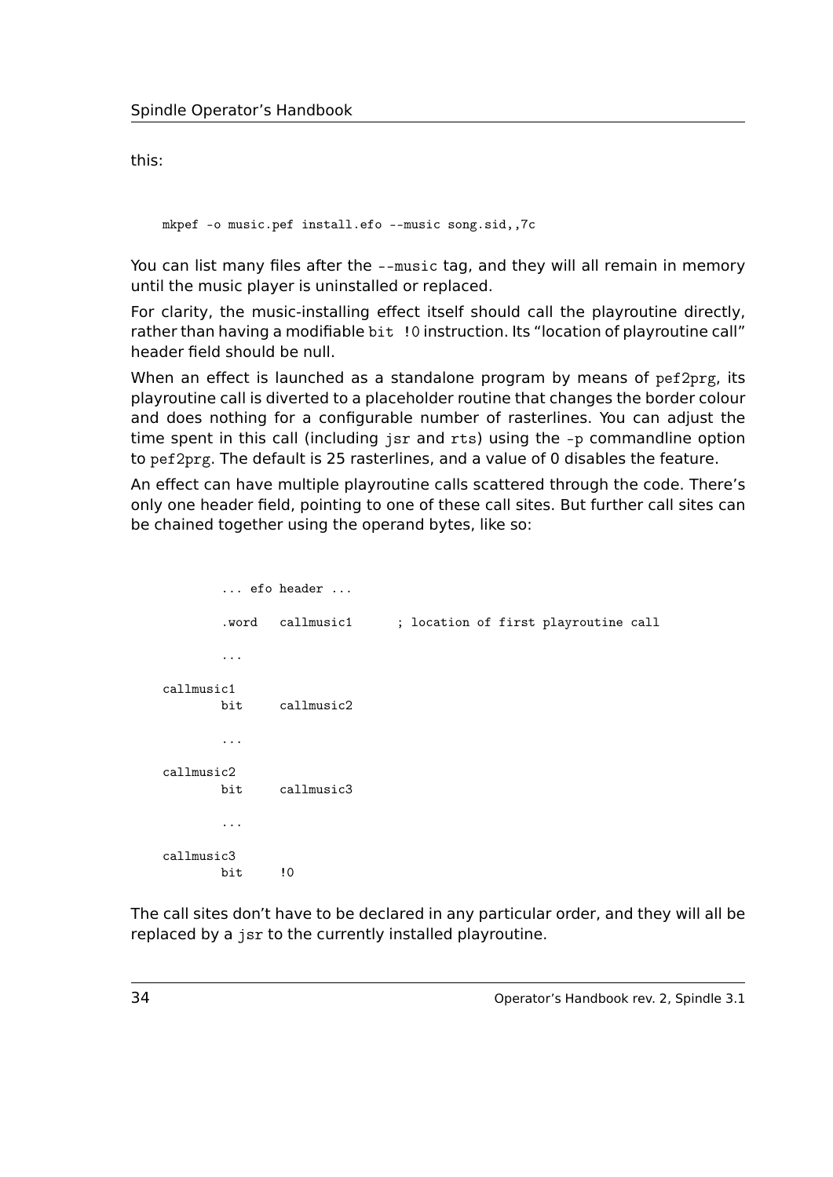this:

```
mkpef -o music.pef install.efo --music song.sid,,7c
```

You can list many files after the `--music` tag, and they will all remain in memory until the music player is uninstalled or replaced.

For clarity, the music-installing effect itself should call the playroutine directly, rather than having a modifiable `bit !0` instruction. Its “location of playroutine call” header field should be null.

When an effect is launched as a standalone program by means of `pef2prg`, its playroutine call is diverted to a placeholder routine that changes the border colour and does nothing for a configurable number of rasterlines. You can adjust the time spent in this call (including `jsr` and `rts`) using the `-p` commandline option to `pef2prg`. The default is 25 rasterlines, and a value of 0 disables the feature.

An effect can have multiple playroutine calls scattered through the code. There’s only one header field, pointing to one of these call sites. But further call sites can be chained together using the operand bytes, like so:

```
        ... efo header ...

        .word   callmusic1      ; location of first playroutine call

        ...

callmusic1
        bit     callmusic2

        ...

callmusic2
        bit     callmusic3

        ...

callmusic3
        bit     !0
```

The call sites don’t have to be declared in any particular order, and they will all be replaced by a `jsr` to the currently installed playroutine.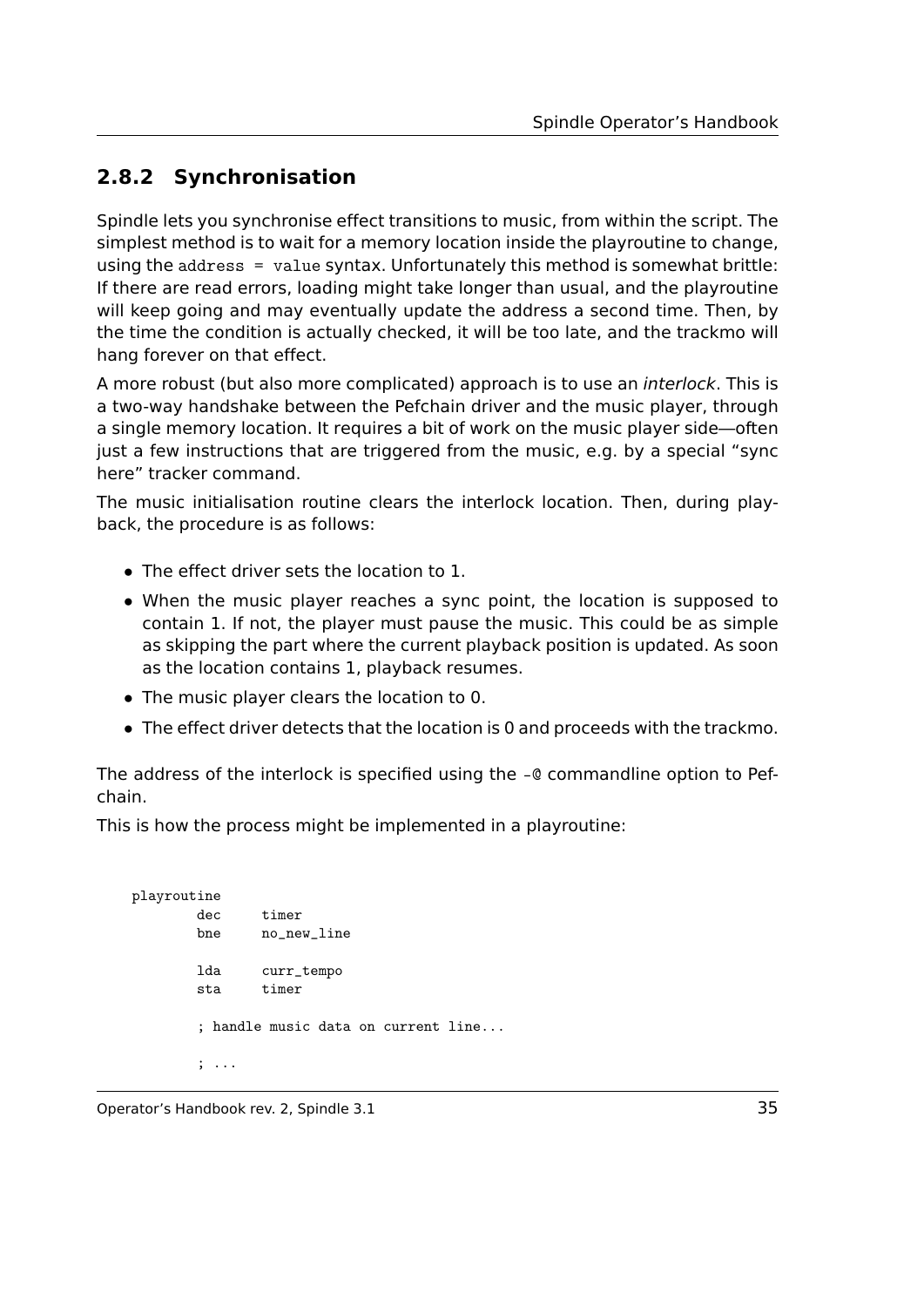### 2.8.2 Synchronisation

Spindle lets you synchronise effect transitions to music, from within the script. The simplest method is to wait for a memory location inside the playroutine to change, using the `address = value` syntax. Unfortunately this method is somewhat brittle: If there are read errors, loading might take longer than usual, and the playroutine will keep going and may eventually update the address a second time. Then, by the time the condition is actually checked, it will be too late, and the trackmo will hang forever on that effect.

A more robust (but also more complicated) approach is to use an *interlock*. This is a two-way handshake between the Pefchain driver and the music player, through a single memory location. It requires a bit of work on the music player side—often just a few instructions that are triggered from the music, e.g. by a special "sync here" tracker command.

The music initialisation routine clears the interlock location. Then, during playback, the procedure is as follows:

- The effect driver sets the location to 1.
- When the music player reaches a sync point, the location is supposed to contain 1. If not, the player must pause the music. This could be as simple as skipping the part where the current playback position is updated. As soon as the location contains 1, playback resumes.
- The music player clears the location to 0.
- The effect driver detects that the location is 0 and proceeds with the trackmo.

The address of the interlock is specified using the `-@` commandline option to Pefchain.

This is how the process might be implemented in a playroutine:

```
playroutine
        dec     timer
        bne     no_new_line

        lda     curr_tempo
        sta     timer

        ; handle music data on current line...

        ; ...
```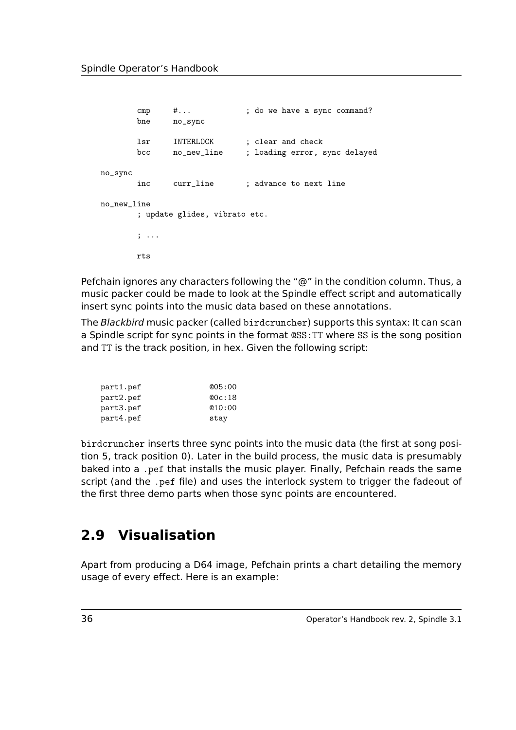```
        cmp     #...            ; do we have a sync command?
        bne     no_sync

        lsr     INTERLOCK       ; clear and check
        bcc     no_new_line     ; loading error, sync delayed

no_sync
        inc     curr_line       ; advance to next line

no_new_line
        ; update glides, vibrato etc.

        ; ...

        rts
```

Pefchain ignores any characters following the "@" in the condition column. Thus, a music packer could be made to look at the Spindle effect script and automatically insert sync points into the music data based on these annotations.

The *Blackbird* music packer (called `birdcruncher`) supports this syntax: It can scan a Spindle script for sync points in the format `@SS:TT` where `SS` is the song position and `TT` is the track position, in hex. Given the following script:

```
part1.pef           @05:00
part2.pef           @0c:18
part3.pef           @10:00
part4.pef           stay
```

`birdcruncher` inserts three sync points into the music data (the first at song position 5, track position 0). Later in the build process, the music data is presumably baked into a `.pef` that installs the music player. Finally, Pefchain reads the same script (and the `.pef` file) and uses the interlock system to trigger the fadeout of the first three demo parts when those sync points are encountered.

## 2.9 Visualisation

Apart from producing a D64 image, Pefchain prints a chart detailing the memory usage of every effect. Here is an example: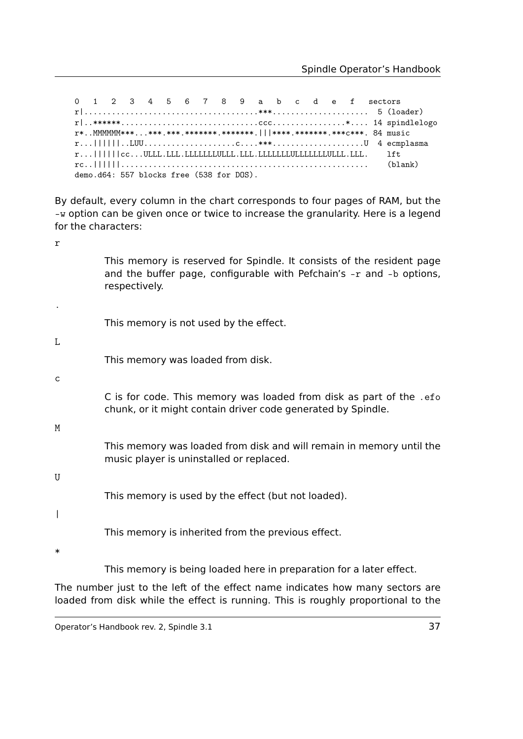```
0  1  2  3  4  5  6  7  8  9  a  b  c  d  e  f  sectors
r|....................................***....................  5 (loader)
r|..******.............................ccc................*.... 14 spindlelogo
r*..MMMMMM***...***.***.*******.*******.|||****.*******.***c***. 84 music
r...||||||..LUU....................c....***....................U  4 ecmplasma
r...||||||cc...ULLL.LLL.LLLLLLLLULLL.LLL.LLLLLLLULLLLLLLLULLL.LLL.    lft
rc..||||||.....................................................    (blank)
demo.d64: 557 blocks free (538 for DOS).
```

By default, every column in the chart corresponds to four pages of RAM, but the `-w` option can be given once or twice to increase the granularity. Here is a legend for the characters:

`r`

This memory is reserved for Spindle. It consists of the resident page and the buffer page, configurable with Pefchain's `-r` and `-b` options, respectively.

`.`

This memory is not used by the effect.

`L`

This memory was loaded from disk.

`c`

C is for code. This memory was loaded from disk as part of the `.efo` chunk, or it might contain driver code generated by Spindle.

`M`

This memory was loaded from disk and will remain in memory until the music player is uninstalled or replaced.

`U`

This memory is used by the effect (but not loaded).

`|`

This memory is inherited from the previous effect.

`*`

This memory is being loaded here in preparation for a later effect.

The number just to the left of the effect name indicates how many sectors are loaded from disk while the effect is running. This is roughly proportional to the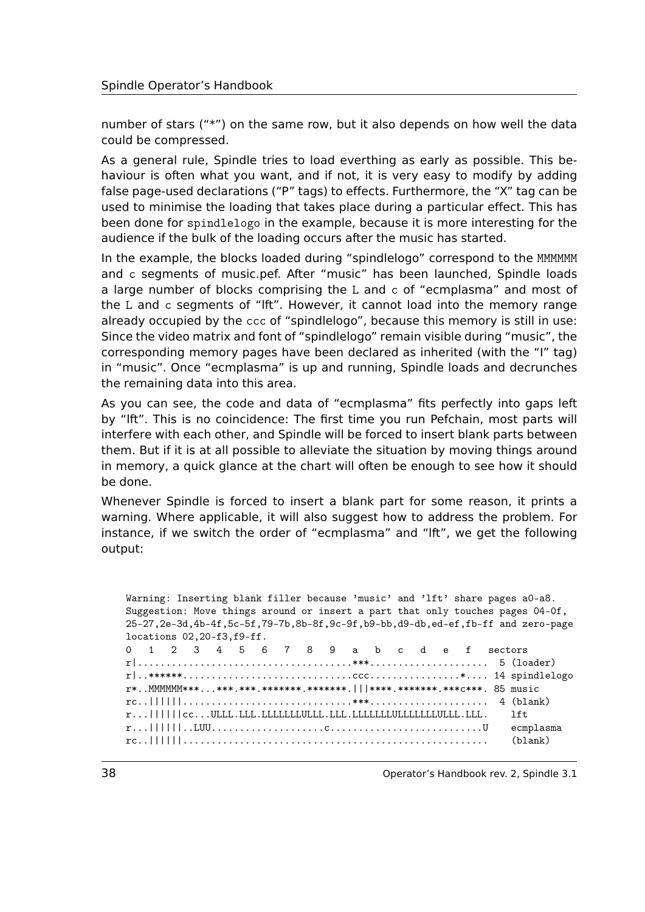number of stars ("*") on the same row, but it also depends on how well the data could be compressed.

As a general rule, Spindle tries to load everthing as early as possible. This behaviour is often what you want, and if not, it is very easy to modify by adding false page-used declarations ("P" tags) to effects. Furthermore, the "X" tag can be used to minimise the loading that takes place during a particular effect. This has been done for `spindlelogo` in the example, because it is more interesting for the audience if the bulk of the loading occurs after the music has started.

In the example, the blocks loaded during "spindlelogo" correspond to the `MMMMMM` and `c` segments of music.pef. After "music" has been launched, Spindle loads a large number of blocks comprising the `L` and `c` of "ecmplasma" and most of the `L` and `c` segments of "lft". However, it cannot load into the memory range already occupied by the `ccc` of "spindlelogo", because this memory is still in use: Since the video matrix and font of "spindlelogo" remain visible during "music", the corresponding memory pages have been declared as inherited (with the "I" tag) in "music". Once "ecmplasma" is up and running, Spindle loads and decrunches the remaining data into this area.

As you can see, the code and data of "ecmplasma" fits perfectly into gaps left by "lft". This is no coincidence: The first time you run Pefchain, most parts will interfere with each other, and Spindle will be forced to insert blank parts between them. But if it is at all possible to alleviate the situation by moving things around in memory, a quick glance at the chart will often be enough to see how it should be done.

Whenever Spindle is forced to insert a blank part for some reason, it prints a warning. Where applicable, it will also suggest how to address the problem. For instance, if we switch the order of "ecmplasma" and "lft", we get the following output:

```
Warning: Inserting blank filler because 'music' and 'lft' share pages a0-a8.
Suggestion: Move things around or insert a part that only touches pages 04-0f,
25-27,2e-3d,4b-4f,5c-5f,79-7b,8b-8f,9c-9f,b9-bb,d9-db,ed-ef,fb-ff and zero-page
locations 02,20-f3,f9-ff.
0  1  2  3  4  5  6  7  8  9  a  b  c  d  e  f   sectors
r|...................................***.....................  5 (loader)
r|..******...........................ccc................*....  14 spindlelogo
r*..MMMMMM***...***.***.*******.*******.|||****.*******.***c***. 85 music
rc..||||||...........................***.....................  4 (blank)
r...||||||cc...ULLL.LLL.LLLLLLLULLL.LLL.LLLLLLLULLLLLLLULLL.LLL.    lft
r...||||||..LUU...................c..........................U    ecmplasma
rc..||||||....................................................    (blank)
```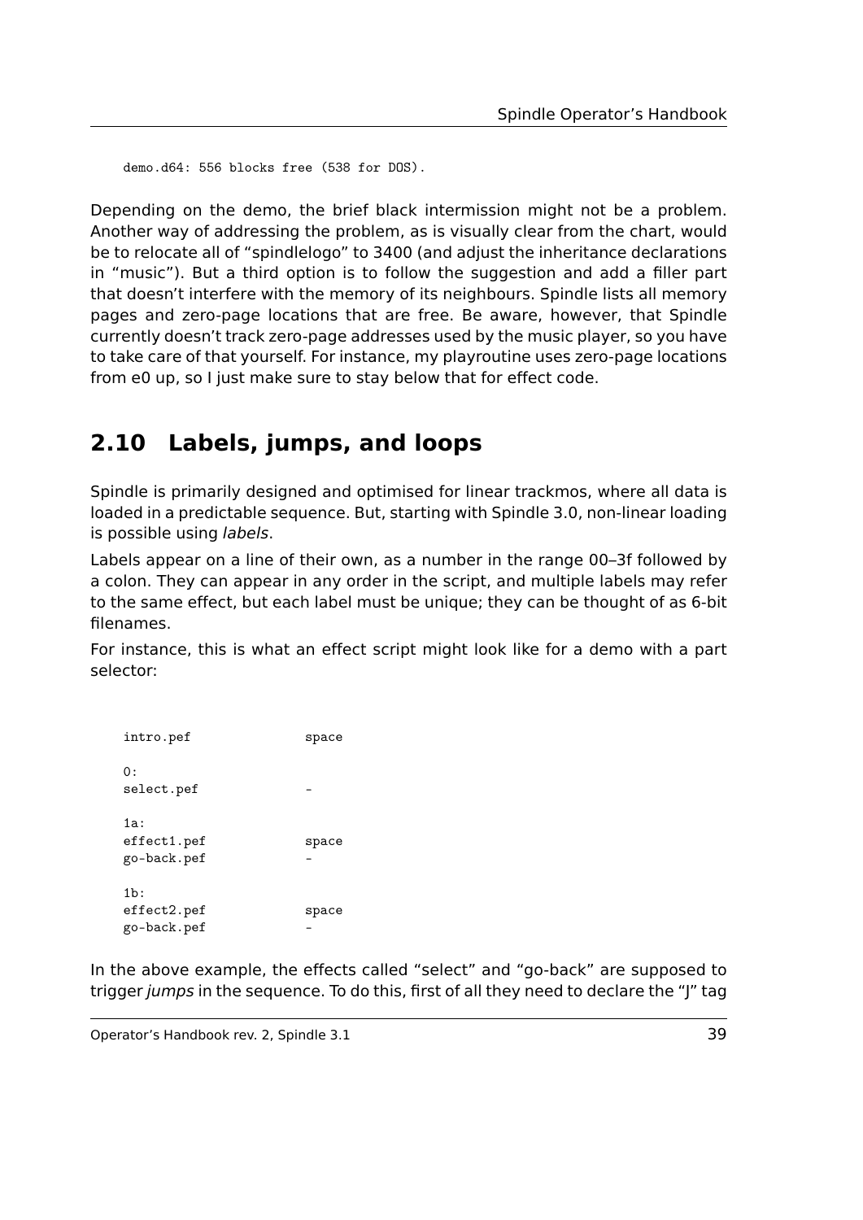```
demo.d64: 556 blocks free (538 for DOS).
```

Depending on the demo, the brief black intermission might not be a problem. Another way of addressing the problem, as is visually clear from the chart, would be to relocate all of "spindlelogo" to 3400 (and adjust the inheritance declarations in "music"). But a third option is to follow the suggestion and add a filler part that doesn't interfere with the memory of its neighbours. Spindle lists all memory pages and zero-page locations that are free. Be aware, however, that Spindle currently doesn't track zero-page addresses used by the music player, so you have to take care of that yourself. For instance, my playroutine uses zero-page locations from e0 up, so I just make sure to stay below that for effect code.

## 2.10 Labels, jumps, and loops

Spindle is primarily designed and optimised for linear trackmos, where all data is loaded in a predictable sequence. But, starting with Spindle 3.0, non-linear loading is possible using *labels*.

Labels appear on a line of their own, as a number in the range 00–3f followed by a colon. They can appear in any order in the script, and multiple labels may refer to the same effect, but each label must be unique; they can be thought of as 6-bit filenames.

For instance, this is what an effect script might look like for a demo with a part selector:

```
intro.pef               space

0:
select.pef              -

1a:
effect1.pef             space
go-back.pef             -

1b:
effect2.pef             space
go-back.pef             -
```

In the above example, the effects called "select" and "go-back" are supposed to trigger *jumps* in the sequence. To do this, first of all they need to declare the "J" tag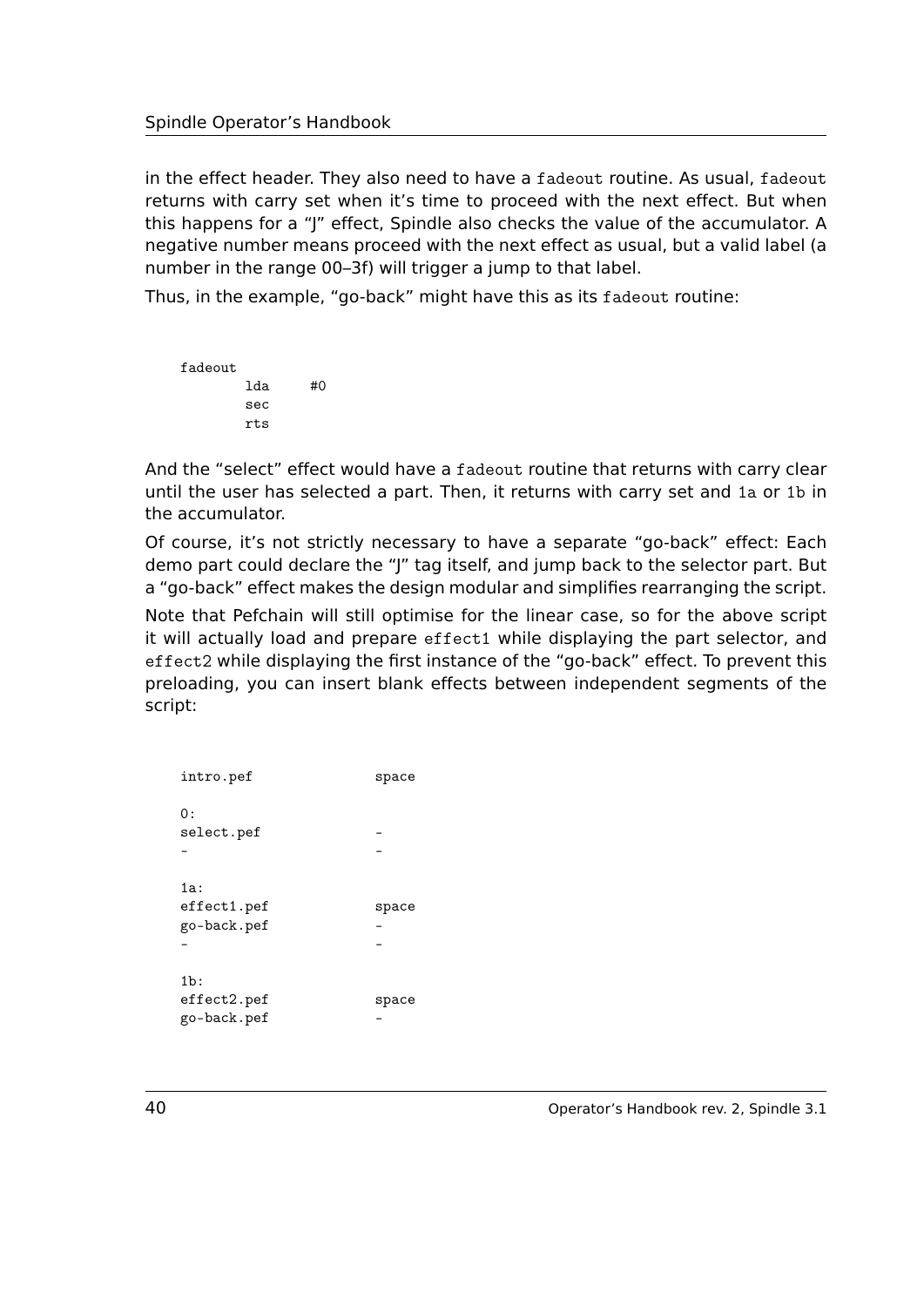in the effect header. They also need to have a `fadeout` routine. As usual, `fadeout` returns with carry set when it's time to proceed with the next effect. But when this happens for a "J" effect, Spindle also checks the value of the accumulator. A negative number means proceed with the next effect as usual, but a valid label (a number in the range 00–3f) will trigger a jump to that label.

Thus, in the example, "go-back" might have this as its `fadeout` routine:

```
fadeout
        lda     #0
        sec
        rts
```

And the "select" effect would have a `fadeout` routine that returns with carry clear until the user has selected a part. Then, it returns with carry set and `1a` or `1b` in the accumulator.

Of course, it's not strictly necessary to have a separate "go-back" effect: Each demo part could declare the "J" tag itself, and jump back to the selector part. But a "go-back" effect makes the design modular and simplifies rearranging the script.

Note that Pefchain will still optimise for the linear case, so for the above script it will actually load and prepare `effect1` while displaying the part selector, and `effect2` while displaying the first instance of the "go-back" effect. To prevent this preloading, you can insert blank effects between independent segments of the script:

```
intro.pef               space

0:
select.pef              -
-                       -

1a:
effect1.pef             space
go-back.pef             -
-                       -

1b:
effect2.pef             space
go-back.pef             -
```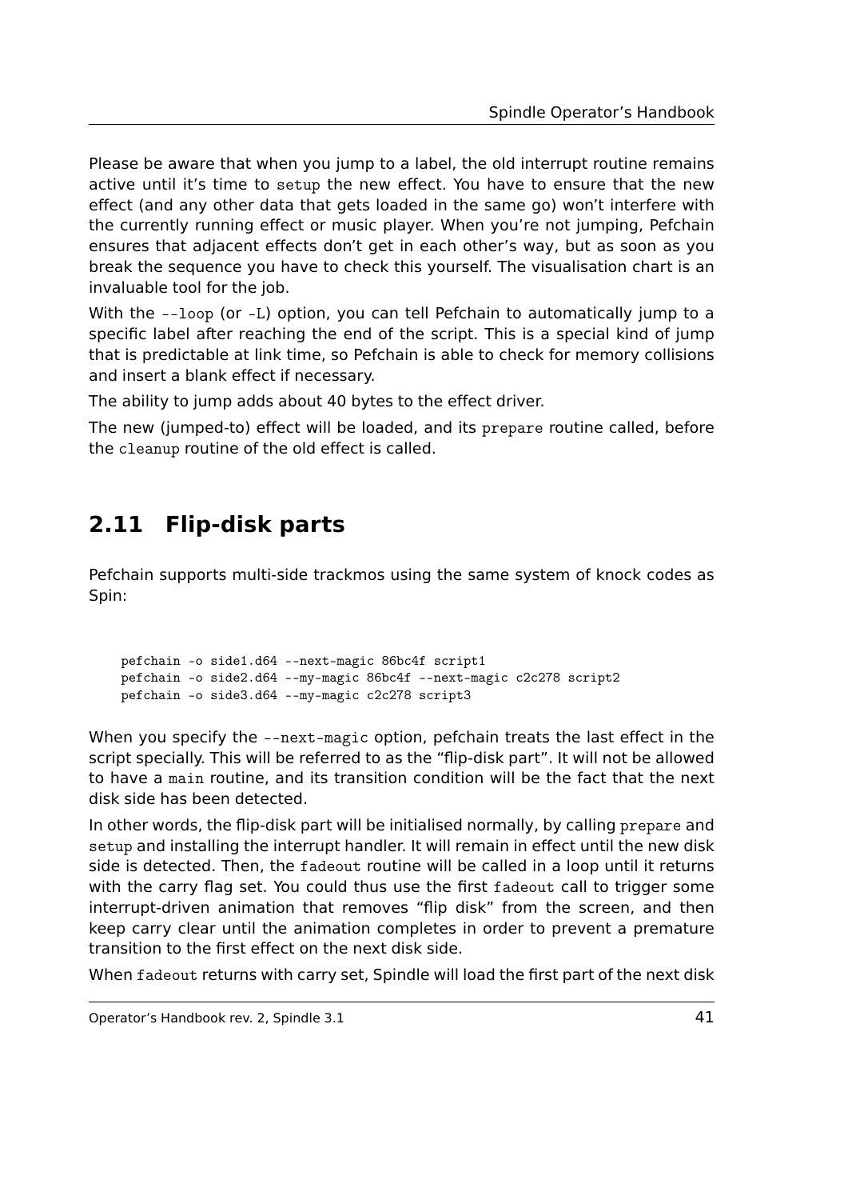Please be aware that when you jump to a label, the old interrupt routine remains active until it's time to `setup` the new effect. You have to ensure that the new effect (and any other data that gets loaded in the same go) won't interfere with the currently running effect or music player. When you're not jumping, Pefchain ensures that adjacent effects don't get in each other's way, but as soon as you break the sequence you have to check this yourself. The visualisation chart is an invaluable tool for the job.

With the `--loop` (or `-L`) option, you can tell Pefchain to automatically jump to a specific label after reaching the end of the script. This is a special kind of jump that is predictable at link time, so Pefchain is able to check for memory collisions and insert a blank effect if necessary.

The ability to jump adds about 40 bytes to the effect driver.

The new (jumped-to) effect will be loaded, and its `prepare` routine called, before the `cleanup` routine of the old effect is called.

## 2.11 Flip-disk parts

Pefchain supports multi-side trackmos using the same system of knock codes as Spin:

```
pefchain -o side1.d64 --next-magic 86bc4f script1
pefchain -o side2.d64 --my-magic 86bc4f --next-magic c2c278 script2
pefchain -o side3.d64 --my-magic c2c278 script3
```

When you specify the `--next-magic` option, pefchain treats the last effect in the script specially. This will be referred to as the "flip-disk part". It will not be allowed to have a `main` routine, and its transition condition will be the fact that the next disk side has been detected.

In other words, the flip-disk part will be initialised normally, by calling `prepare` and `setup` and installing the interrupt handler. It will remain in effect until the new disk side is detected. Then, the `fadeout` routine will be called in a loop until it returns with the carry flag set. You could thus use the first `fadeout` call to trigger some interrupt-driven animation that removes "flip disk" from the screen, and then keep carry clear until the animation completes in order to prevent a premature transition to the first effect on the next disk side.

When `fadeout` returns with carry set, Spindle will load the first part of the next disk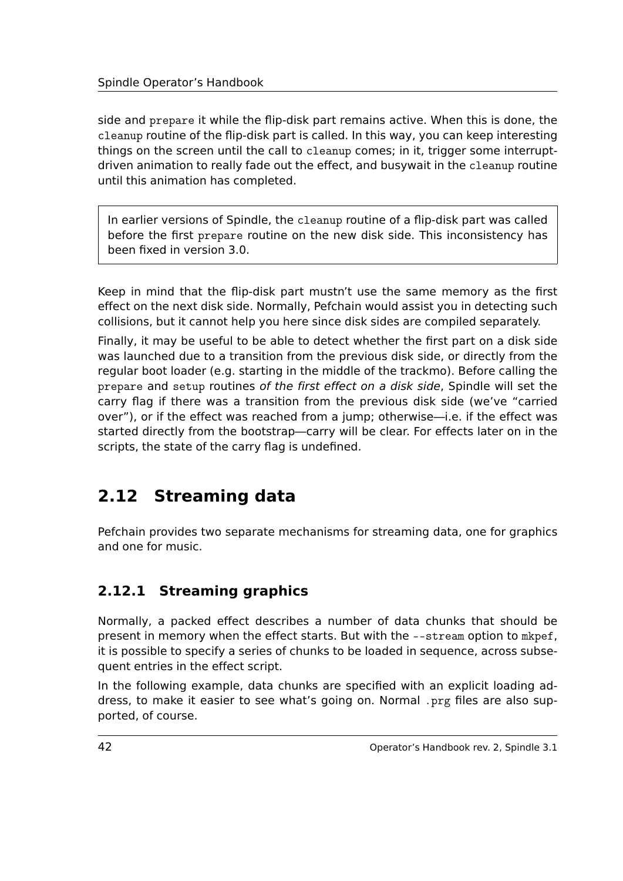side and `prepare` it while the flip-disk part remains active. When this is done, the `cleanup` routine of the flip-disk part is called. In this way, you can keep interesting things on the screen until the call to `cleanup` comes; in it, trigger some interrupt-driven animation to really fade out the effect, and busywait in the `cleanup` routine until this animation has completed.

> In earlier versions of Spindle, the `cleanup` routine of a flip-disk part was called before the first `prepare` routine on the new disk side. This inconsistency has been fixed in version 3.0.

Keep in mind that the flip-disk part mustn't use the same memory as the first effect on the next disk side. Normally, Pefchain would assist you in detecting such collisions, but it cannot help you here since disk sides are compiled separately.

Finally, it may be useful to be able to detect whether the first part on a disk side was launched due to a transition from the previous disk side, or directly from the regular boot loader (e.g. starting in the middle of the trackmo). Before calling the `prepare` and `setup` routines *of the first effect on a disk side*, Spindle will set the carry flag if there was a transition from the previous disk side (we've "carried over"), or if the effect was reached from a jump; otherwise—i.e. if the effect was started directly from the bootstrap—carry will be clear. For effects later on in the scripts, the state of the carry flag is undefined.

## 2.12 Streaming data

Pefchain provides two separate mechanisms for streaming data, one for graphics and one for music.

### 2.12.1 Streaming graphics

Normally, a packed effect describes a number of data chunks that should be present in memory when the effect starts. But with the `--stream` option to `mkpef`, it is possible to specify a series of chunks to be loaded in sequence, across subsequent entries in the effect script.

In the following example, data chunks are specified with an explicit loading address, to make it easier to see what's going on. Normal `.prg` files are also supported, of course.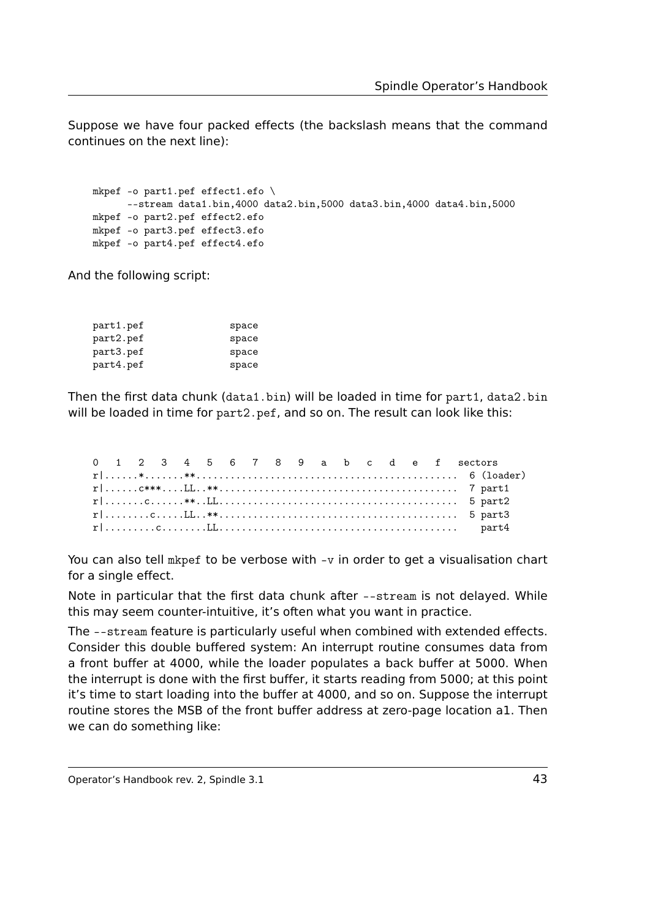Suppose we have four packed effects (the backslash means that the command continues on the next line):

```
mkpef -o part1.pef effect1.efo \
      --stream data1.bin,4000 data2.bin,5000 data3.bin,4000 data4.bin,5000
mkpef -o part2.pef effect2.efo
mkpef -o part3.pef effect3.efo
mkpef -o part4.pef effect4.efo
```

And the following script:

```
part1.pef            space
part2.pef            space
part3.pef            space
part4.pef            space
```

Then the first data chunk (`data1.bin`) will be loaded in time for `part1`, `data2.bin` will be loaded in time for `part2.pef`, and so on. The result can look like this:

```
0  1  2  3  4  5  6  7  8  9  a  b  c  d  e  f  sectors
r|......*.......**.......................................... 6 (loader)
r|......c***....LL..**...................................... 7 part1
r|.......c......**..LL...................................... 5 part2
r|........c.....LL..**...................................... 5 part3
r|.........c........LL......................................   part4
```

You can also tell `mkpef` to be verbose with `-v` in order to get a visualisation chart for a single effect.

Note in particular that the first data chunk after `--stream` is not delayed. While this may seem counter-intuitive, it's often what you want in practice.

The `--stream` feature is particularly useful when combined with extended effects. Consider this double buffered system: An interrupt routine consumes data from a front buffer at 4000, while the loader populates a back buffer at 5000. When the interrupt is done with the first buffer, it starts reading from 5000; at this point it's time to start loading into the buffer at 4000, and so on. Suppose the interrupt routine stores the MSB of the front buffer address at zero-page location a1. Then we can do something like: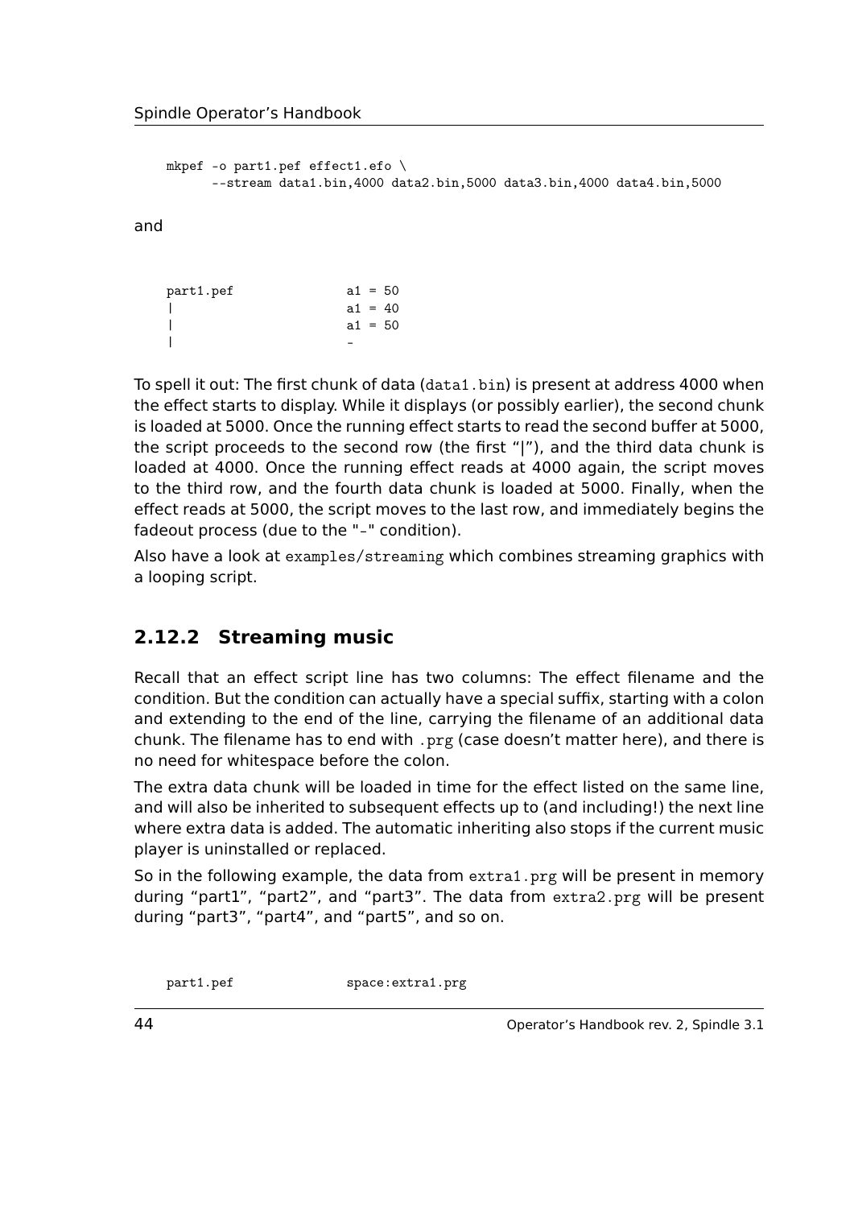```
mkpef -o part1.pef effect1.efo \
      --stream data1.bin,4000 data2.bin,5000 data3.bin,4000 data4.bin,5000
```

and

```
part1.pef               a1 = 50
|                       a1 = 40
|                       a1 = 50
|                       -
```

To spell it out: The first chunk of data (`data1.bin`) is present at address 4000 when the effect starts to display. While it displays (or possibly earlier), the second chunk is loaded at 5000. Once the running effect starts to read the second buffer at 5000, the script proceeds to the second row (the first "|"), and the third data chunk is loaded at 4000. Once the running effect reads at 4000 again, the script moves to the third row, and the fourth data chunk is loaded at 5000. Finally, when the effect reads at 5000, the script moves to the last row, and immediately begins the fadeout process (due to the "-" condition).

Also have a look at `examples/streaming` which combines streaming graphics with a looping script.

### 2.12.2 Streaming music

Recall that an effect script line has two columns: The effect filename and the condition. But the condition can actually have a special suffix, starting with a colon and extending to the end of the line, carrying the filename of an additional data chunk. The filename has to end with `.prg` (case doesn't matter here), and there is no need for whitespace before the colon.

The extra data chunk will be loaded in time for the effect listed on the same line, and will also be inherited to subsequent effects up to (and including!) the next line where extra data is added. The automatic inheriting also stops if the current music player is uninstalled or replaced.

So in the following example, the data from `extra1.prg` will be present in memory during "part1", "part2", and "part3". The data from `extra2.prg` will be present during "part3", "part4", and "part5", and so on.

```
part1.pef               space:extra1.prg
```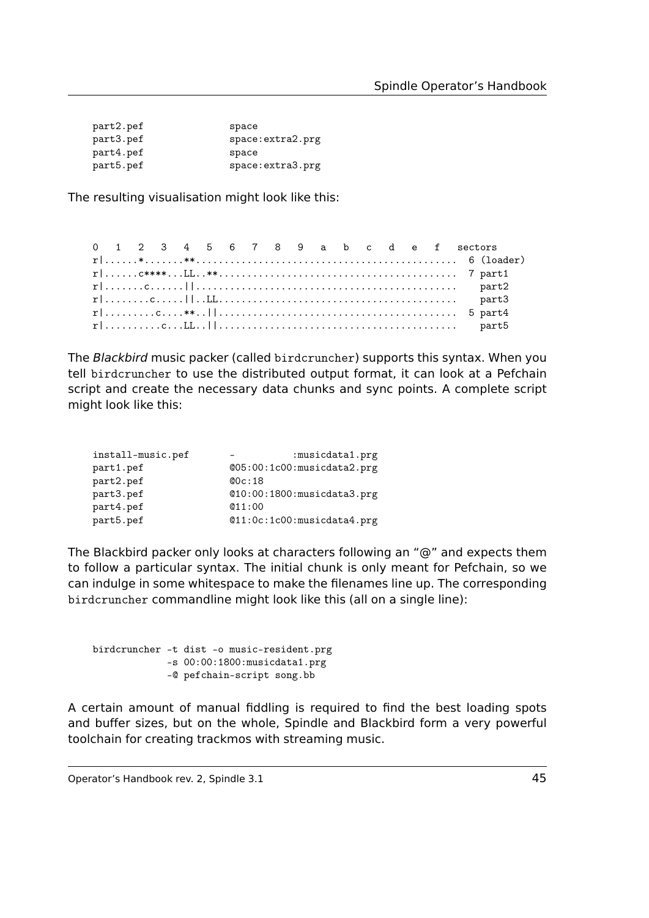```
part2.pef               space
part3.pef               space:extra2.prg
part4.pef               space
part5.pef               space:extra3.prg
```

The resulting visualisation might look like this:

```
0  1  2  3  4  5  6  7  8  9  a  b  c  d  e  f  sectors
r|......*.......**............................................ 6 (loader)
r|......c****...LL..**........................................ 7 part1
r|.......c......||............................................   part2
r|........c.....||..LL........................................   part3
r|.........c....**..||........................................ 5 part4
r|..........c...LL..||........................................   part5
```

The *Blackbird* music packer (called `birdcruncher`) supports this syntax. When you tell `birdcruncher` to use the distributed output format, it can look at a Pefchain script and create the necessary data chunks and sync points. A complete script might look like this:

```
install-music.pef       -          :musicdata1.prg
part1.pef               @05:00:1c00:musicdata2.prg
part2.pef               @0c:18
part3.pef               @10:00:1800:musicdata3.prg
part4.pef               @11:00
part5.pef               @11:0c:1c00:musicdata4.prg
```

The Blackbird packer only looks at characters following an "@" and expects them to follow a particular syntax. The initial chunk is only meant for Pefchain, so we can indulge in some whitespace to make the filenames line up. The corresponding `birdcruncher` commandline might look like this (all on a single line):

```
birdcruncher -t dist -o music-resident.prg
             -s 00:00:1800:musicdata1.prg
             -@ pefchain-script song.bb
```

A certain amount of manual fiddling is required to find the best loading spots and buffer sizes, but on the whole, Spindle and Blackbird form a very powerful toolchain for creating trackmos with streaming music.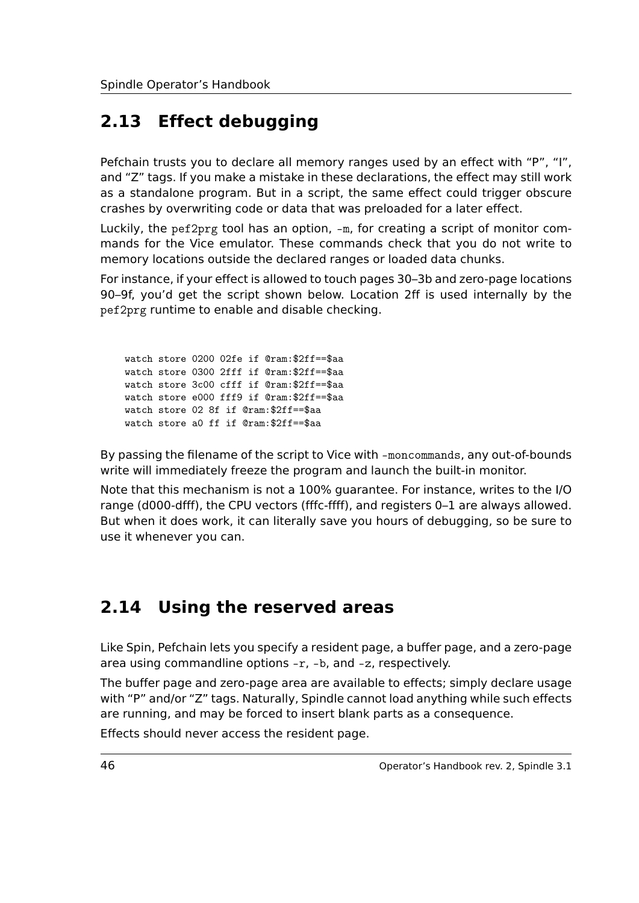## 2.13 Effect debugging

Pefchain trusts you to declare all memory ranges used by an effect with "P", "I", and "Z" tags. If you make a mistake in these declarations, the effect may still work as a standalone program. But in a script, the same effect could trigger obscure crashes by overwriting code or data that was preloaded for a later effect.

Luckily, the `pef2prg` tool has an option, `-m`, for creating a script of monitor commands for the Vice emulator. These commands check that you do not write to memory locations outside the declared ranges or loaded data chunks.

For instance, if your effect is allowed to touch pages 30–3b and zero-page locations 90–9f, you'd get the script shown below. Location 2ff is used internally by the `pef2prg` runtime to enable and disable checking.

```
watch store 0200 02fe if @ram:$2ff==$aa
watch store 0300 2fff if @ram:$2ff==$aa
watch store 3c00 cfff if @ram:$2ff==$aa
watch store e000 fff9 if @ram:$2ff==$aa
watch store 02 8f if @ram:$2ff==$aa
watch store a0 ff if @ram:$2ff==$aa
```

By passing the filename of the script to Vice with `-moncommands`, any out-of-bounds write will immediately freeze the program and launch the built-in monitor.

Note that this mechanism is not a 100% guarantee. For instance, writes to the I/O range (d000-dfff), the CPU vectors (fffc-ffff), and registers 0–1 are always allowed. But when it does work, it can literally save you hours of debugging, so be sure to use it whenever you can.

## 2.14 Using the reserved areas

Like Spin, Pefchain lets you specify a resident page, a buffer page, and a zero-page area using commandline options `-r`, `-b`, and `-z`, respectively.

The buffer page and zero-page area are available to effects; simply declare usage with "P" and/or "Z" tags. Naturally, Spindle cannot load anything while such effects are running, and may be forced to insert blank parts as a consequence.

Effects should never access the resident page.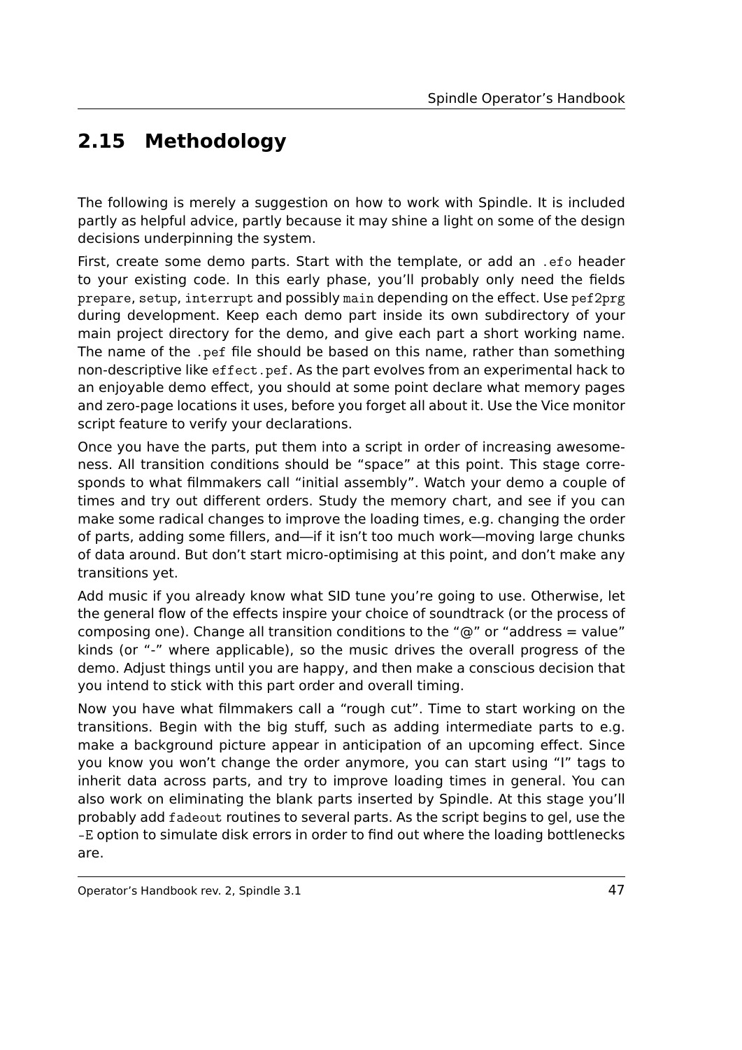## 2.15 Methodology

The following is merely a suggestion on how to work with Spindle. It is included partly as helpful advice, partly because it may shine a light on some of the design decisions underpinning the system.

First, create some demo parts. Start with the template, or add an `.efo` header to your existing code. In this early phase, you'll probably only need the fields `prepare`, `setup`, `interrupt` and possibly `main` depending on the effect. Use `pef2prg` during development. Keep each demo part inside its own subdirectory of your main project directory for the demo, and give each part a short working name. The name of the `.pef` file should be based on this name, rather than something non-descriptive like `effect.pef`. As the part evolves from an experimental hack to an enjoyable demo effect, you should at some point declare what memory pages and zero-page locations it uses, before you forget all about it. Use the Vice monitor script feature to verify your declarations.

Once you have the parts, put them into a script in order of increasing awesomeness. All transition conditions should be "space" at this point. This stage corresponds to what filmmakers call "initial assembly". Watch your demo a couple of times and try out different orders. Study the memory chart, and see if you can make some radical changes to improve the loading times, e.g. changing the order of parts, adding some fillers, and—if it isn't too much work—moving large chunks of data around. But don't start micro-optimising at this point, and don't make any transitions yet.

Add music if you already know what SID tune you're going to use. Otherwise, let the general flow of the effects inspire your choice of soundtrack (or the process of composing one). Change all transition conditions to the "@" or "address = value" kinds (or "-" where applicable), so the music drives the overall progress of the demo. Adjust things until you are happy, and then make a conscious decision that you intend to stick with this part order and overall timing.

Now you have what filmmakers call a "rough cut". Time to start working on the transitions. Begin with the big stuff, such as adding intermediate parts to e.g. make a background picture appear in anticipation of an upcoming effect. Since you know you won't change the order anymore, you can start using "I" tags to inherit data across parts, and try to improve loading times in general. You can also work on eliminating the blank parts inserted by Spindle. At this stage you'll probably add `fadeout` routines to several parts. As the script begins to gel, use the `-E` option to simulate disk errors in order to find out where the loading bottlenecks are.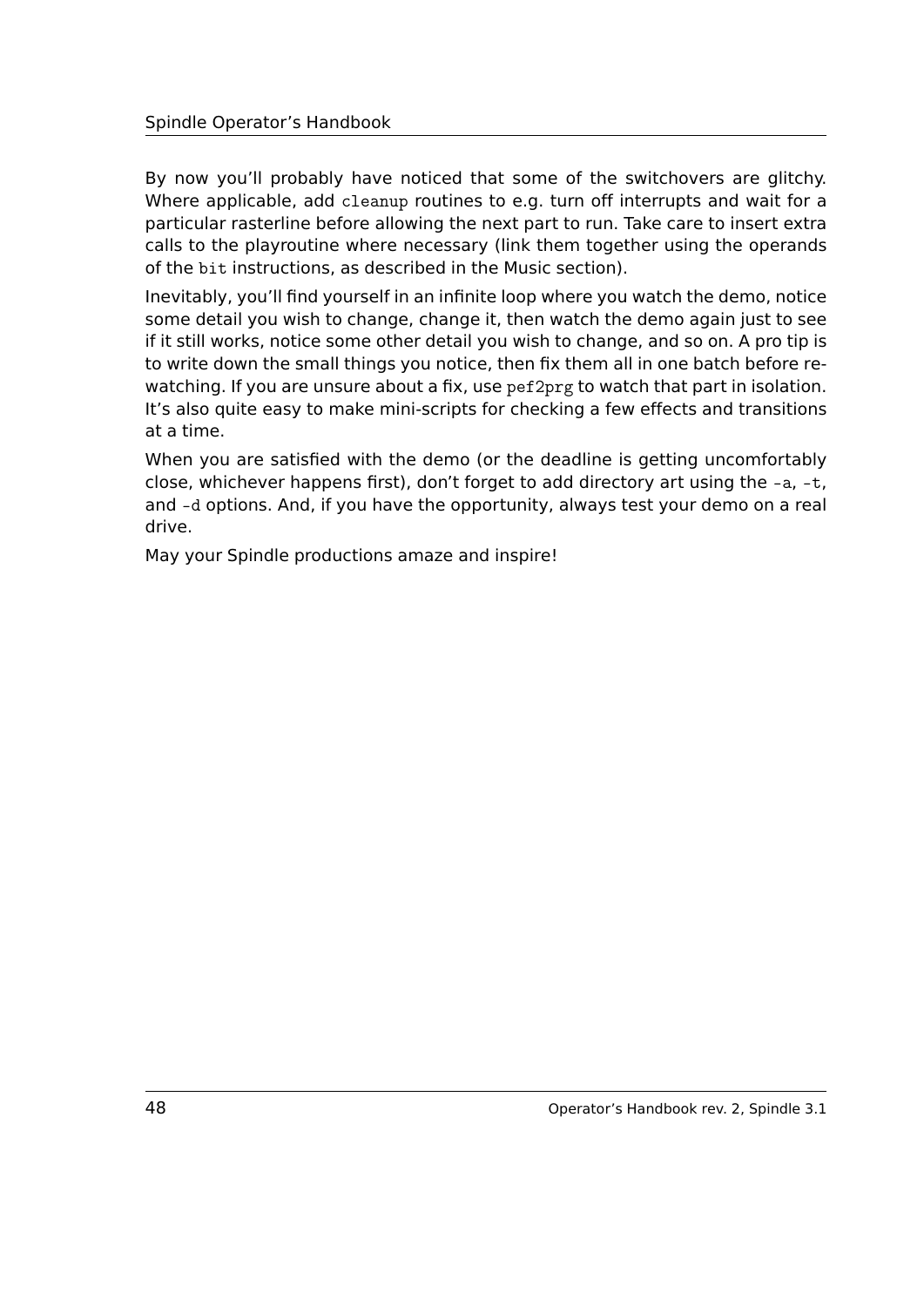By now you'll probably have noticed that some of the switchovers are glitchy. Where applicable, add `cleanup` routines to e.g. turn off interrupts and wait for a particular rasterline before allowing the next part to run. Take care to insert extra calls to the playroutine where necessary (link them together using the operands of the `bit` instructions, as described in the Music section).

Inevitably, you'll find yourself in an infinite loop where you watch the demo, notice some detail you wish to change, change it, then watch the demo again just to see if it still works, notice some other detail you wish to change, and so on. A pro tip is to write down the small things you notice, then fix them all in one batch before re-watching. If you are unsure about a fix, use `pef2prg` to watch that part in isolation. It's also quite easy to make mini-scripts for checking a few effects and transitions at a time.

When you are satisfied with the demo (or the deadline is getting uncomfortably close, whichever happens first), don't forget to add directory art using the `-a`, `-t`, and `-d` options. And, if you have the opportunity, always test your demo on a real drive.

May your Spindle productions amaze and inspire!